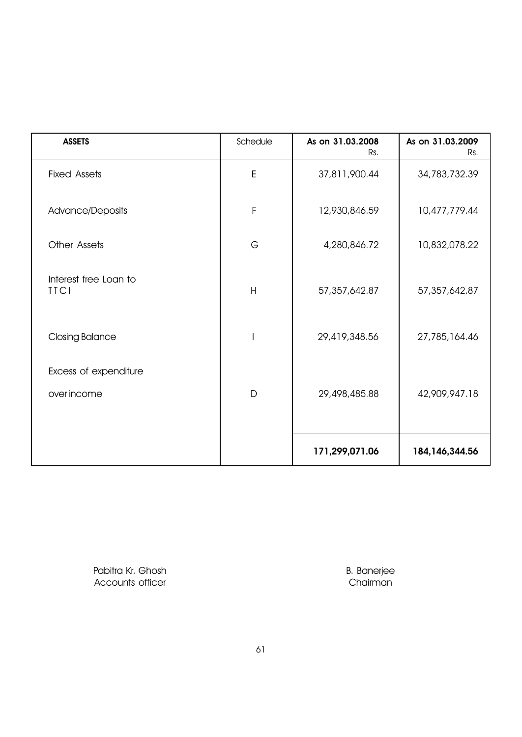| ASSETS | Schedule | As on 31.03.2008 Rs. | As on 31.03.2009 Rs. |
|---|---|---|---|
| Fixed Assets | E | 37,811,900.44 | 34,783,732.39 |
| Advance/Deposits | F | 12,930,846.59 | 10,477,779.44 |
| Other Assets | G | 4,280,846.72 | 10,832,078.22 |
| Interest free Loan to TTCI | H | 57,357,642.87 | 57,357,642.87 |
| Closing Balance | I | 29,419,348.56 | 27,785,164.46 |
| Excess of expenditure over income | D | 29,498,485.88 | 42,909,947.18 |
| | | **171,299,071.06** | **184,146,344.56** |

Pabitra Kr. Ghosh
Accounts officer

B. Banerjee
Chairman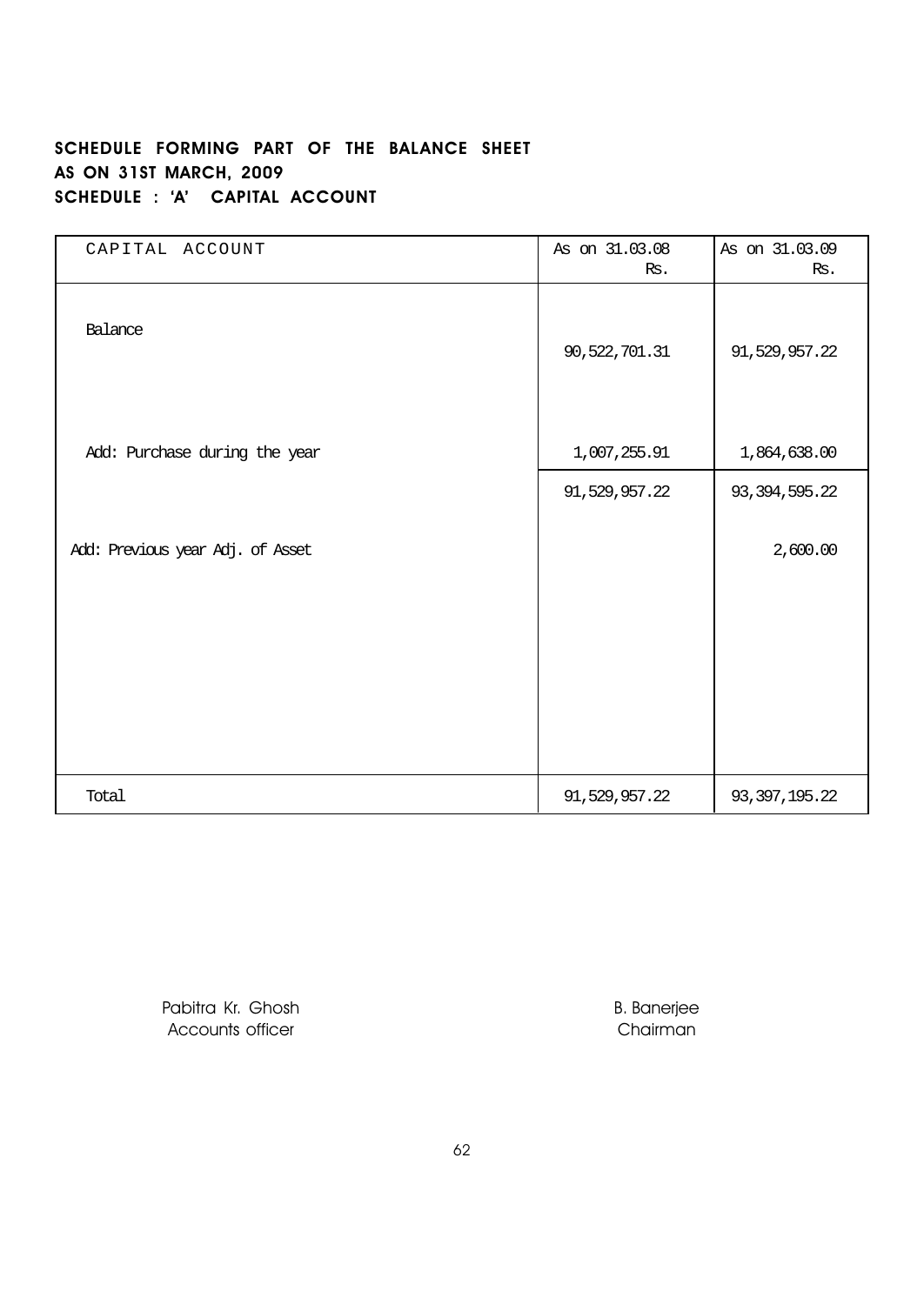**SCHEDULE FORMING PART OF THE BALANCE SHEET**
**AS ON 31ST MARCH, 2009**
**SCHEDULE : 'A' CAPITAL ACCOUNT**

| CAPITAL ACCOUNT | As on 31.03.08 Rs. | As on 31.03.09 Rs. |
|---|---|---|
| Balance | 90,522,701.31 | 91,529,957.22 |
| Add: Purchase during the year | 1,007,255.91 | 1,864,638.00 |
| | 91,529,957.22 | 93,394,595.22 |
| Add: Previous year Adj. of Asset | | 2,600.00 |
| Total | 91,529,957.22 | 93,397,195.22 |

Pabitra Kr. Ghosh
Accounts officer

B. Banerjee
Chairman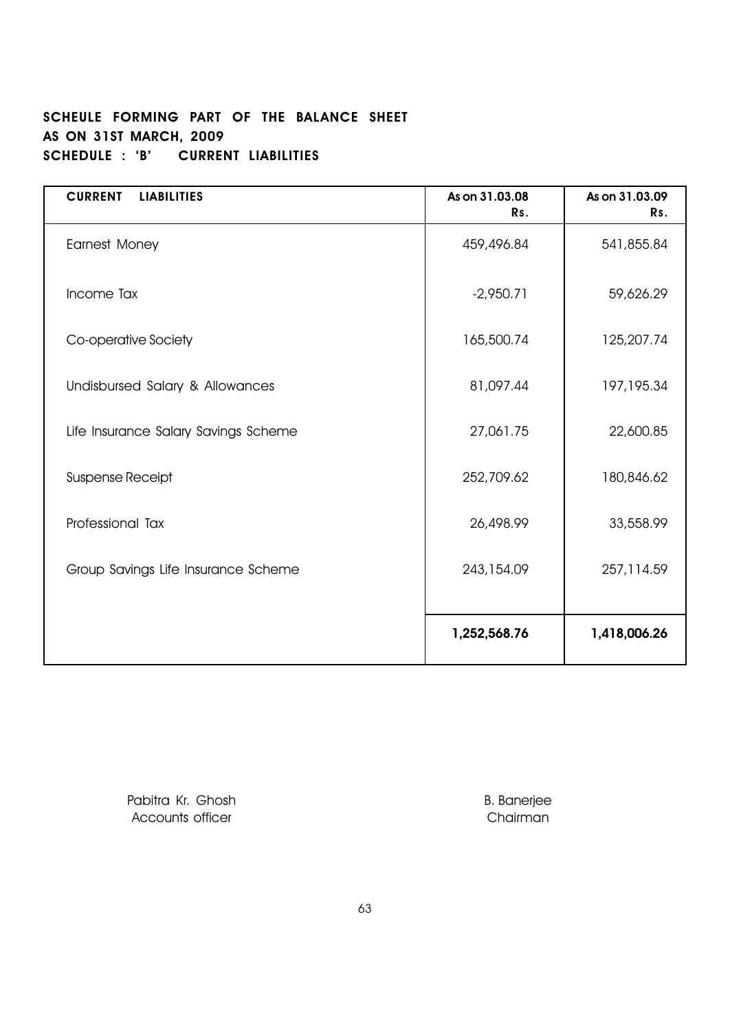### SCHEULE FORMING PART OF THE BALANCE SHEET
### AS ON 31ST MARCH, 2009
### SCHEDULE : 'B' CURRENT LIABILITIES

| CURRENT LIABILITIES | As on 31.03.08 Rs. | As on 31.03.09 Rs. |
|---|---|---|
| Earnest Money | 459,496.84 | 541,855.84 |
| Income Tax | -2,950.71 | 59,626.29 |
| Co-operative Society | 165,500.74 | 125,207.74 |
| Undisbursed Salary & Allowances | 81,097.44 | 197,195.34 |
| Life Insurance Salary Savings Scheme | 27,061.75 | 22,600.85 |
| Suspense Receipt | 252,709.62 | 180,846.62 |
| Professional Tax | 26,498.99 | 33,558.99 |
| Group Savings Life Insurance Scheme | 243,154.09 | 257,114.59 |
| | **1,252,568.76** | **1,418,006.26** |

Pabitra Kr. Ghosh
Accounts officer

B. Banerjee
Chairman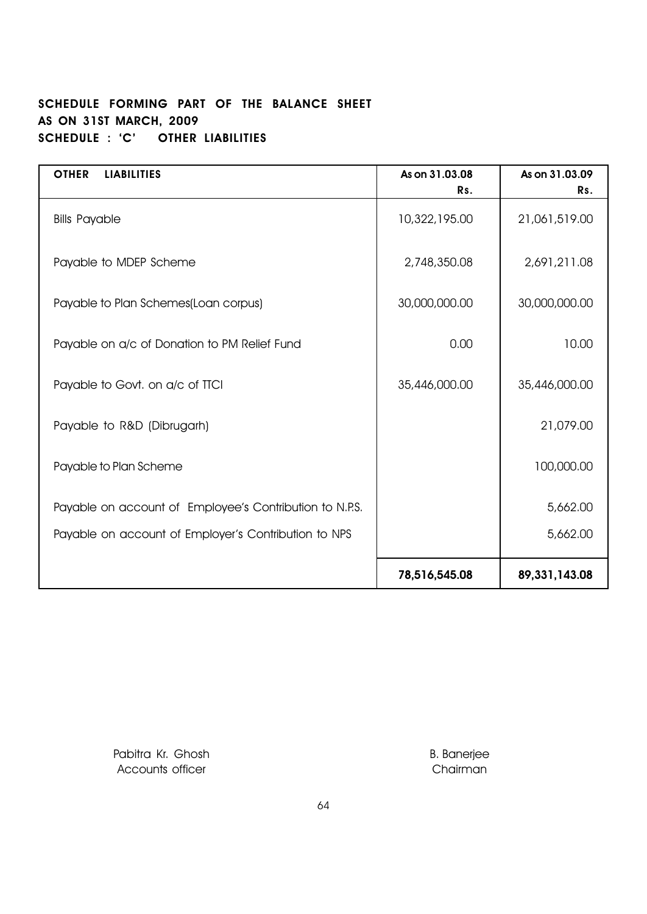# SCHEDULE FORMING PART OF THE BALANCE SHEET AS ON 31ST MARCH, 2009

## SCHEDULE : 'C' OTHER LIABILITIES

| OTHER LIABILITIES | As on 31.03.08 Rs. | As on 31.03.09 Rs. |
|---|---|---|
| Bills Payable | 10,322,195.00 | 21,061,519.00 |
| Payable to MDEP Scheme | 2,748,350.08 | 2,691,211.08 |
| Payable to Plan Schemes(Loan corpus) | 30,000,000.00 | 30,000,000.00 |
| Payable on a/c of Donation to PM Relief Fund | 0.00 | 10.00 |
| Payable to Govt. on a/c of TTCI | 35,446,000.00 | 35,446,000.00 |
| Payable to R&D (Dibrugarh) | | 21,079.00 |
| Payable to Plan Scheme | | 100,000.00 |
| Payable on account of Employee's Contribution to N.P.S. | | 5,662.00 |
| Payable on account of Employer's Contribution to NPS | | 5,662.00 |
| | **78,516,545.08** | **89,331,143.08** |

Pabitra Kr. Ghosh
Accounts officer

B. Banerjee
Chairman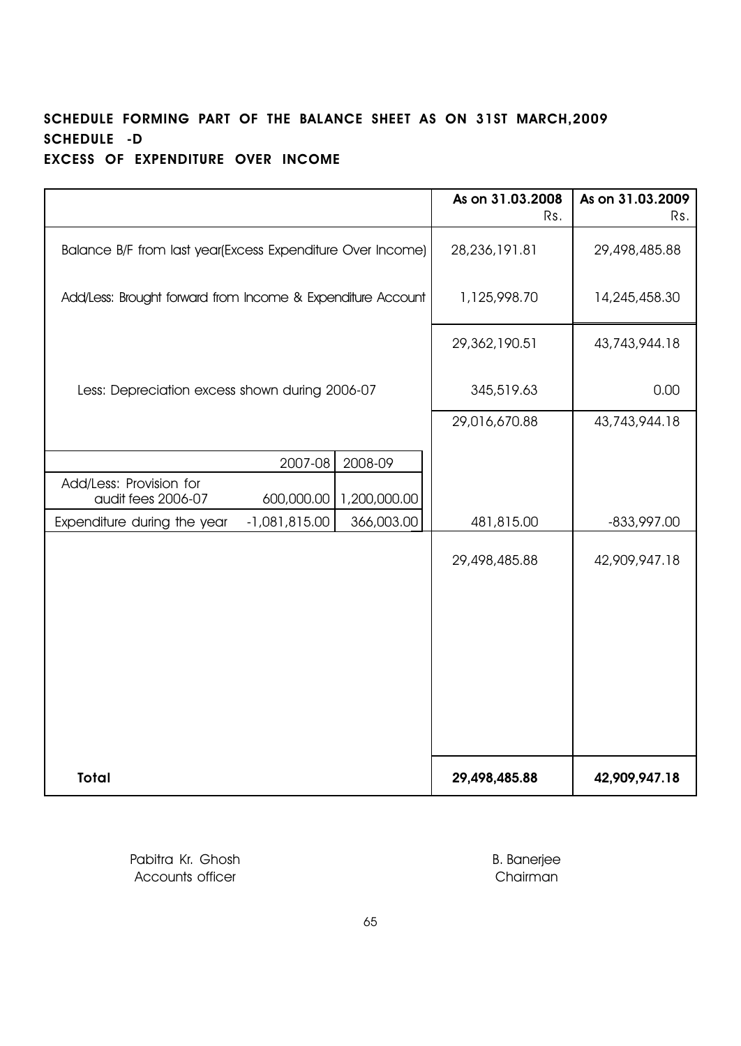**SCHEDULE FORMING PART OF THE BALANCE SHEET AS ON 31ST MARCH,2009**
**SCHEDULE -D**
**EXCESS OF EXPENDITURE OVER INCOME**

| | | | As on 31.03.2008 Rs. | As on 31.03.2009 Rs. |
|---|---|---|---|---|
| Balance B/F from last year(Excess Expenditure Over Income) | | | 28,236,191.81 | 29,498,485.88 |
| Add/Less: Brought forward from Income & Expenditure Account | | | 1,125,998.70 | 14,245,458.30 |
| | | | 29,362,190.51 | 43,743,944.18 |
| Less: Depreciation excess shown during 2006-07 | | | 345,519.63 | 0.00 |
| | | | 29,016,670.88 | 43,743,944.18 |
| | 2007-08 | 2008-09 | | |
| Add/Less: Provision for audit fees 2006-07 | 600,000.00 | 1,200,000.00 | | |
| Expenditure during the year | -1,081,815.00 | 366,003.00 | 481,815.00 | -833,997.00 |
| | | | 29,498,485.88 | 42,909,947.18 |
| **Total** | | | **29,498,485.88** | **42,909,947.18** |

Pabitra Kr. Ghosh
Accounts officer

B. Banerjee
Chairman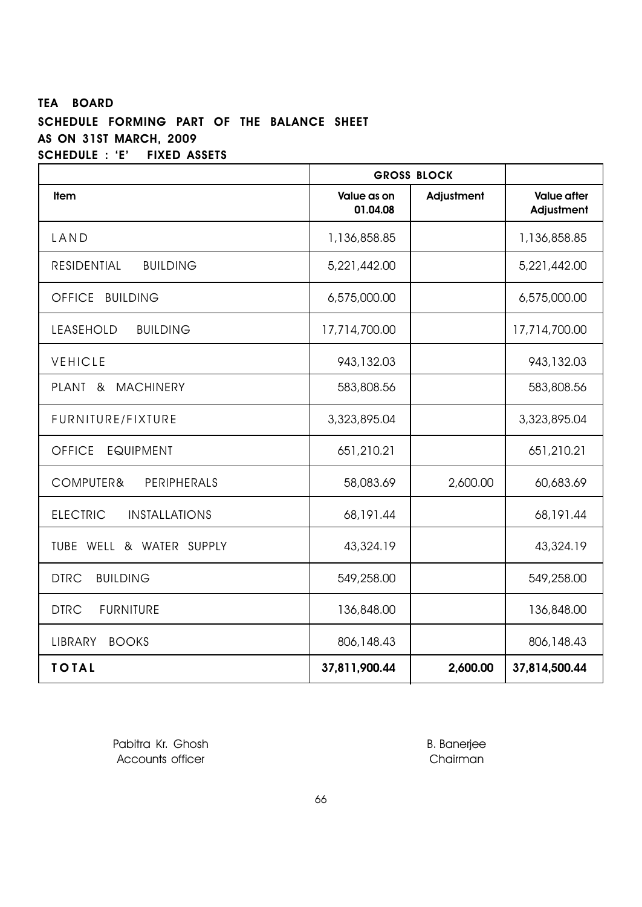**TEA BOARD**

**SCHEDULE FORMING PART OF THE BALANCE SHEET**

**AS ON 31ST MARCH, 2009**

**SCHEDULE : 'E' FIXED ASSETS**

| | GROSS BLOCK | | |
|---|---|---|---|
| **Item** | **Value as on 01.04.08** | **Adjustment** | **Value after Adjustment** |
| LAND | 1,136,858.85 | | 1,136,858.85 |
| RESIDENTIAL BUILDING | 5,221,442.00 | | 5,221,442.00 |
| OFFICE BUILDING | 6,575,000.00 | | 6,575,000.00 |
| LEASEHOLD BUILDING | 17,714,700.00 | | 17,714,700.00 |
| VEHICLE | 943,132.03 | | 943,132.03 |
| PLANT & MACHINERY | 583,808.56 | | 583,808.56 |
| FURNITURE/FIXTURE | 3,323,895.04 | | 3,323,895.04 |
| OFFICE EQUIPMENT | 651,210.21 | | 651,210.21 |
| COMPUTER& PERIPHERALS | 58,083.69 | 2,600.00 | 60,683.69 |
| ELECTRIC INSTALLATIONS | 68,191.44 | | 68,191.44 |
| TUBE WELL & WATER SUPPLY | 43,324.19 | | 43,324.19 |
| DTRC BUILDING | 549,258.00 | | 549,258.00 |
| DTRC FURNITURE | 136,848.00 | | 136,848.00 |
| LIBRARY BOOKS | 806,148.43 | | 806,148.43 |
| **TOTAL** | **37,811,900.44** | **2,600.00** | **37,814,500.44** |

Pabitra Kr. Ghosh
Accounts officer

B. Banerjee
Chairman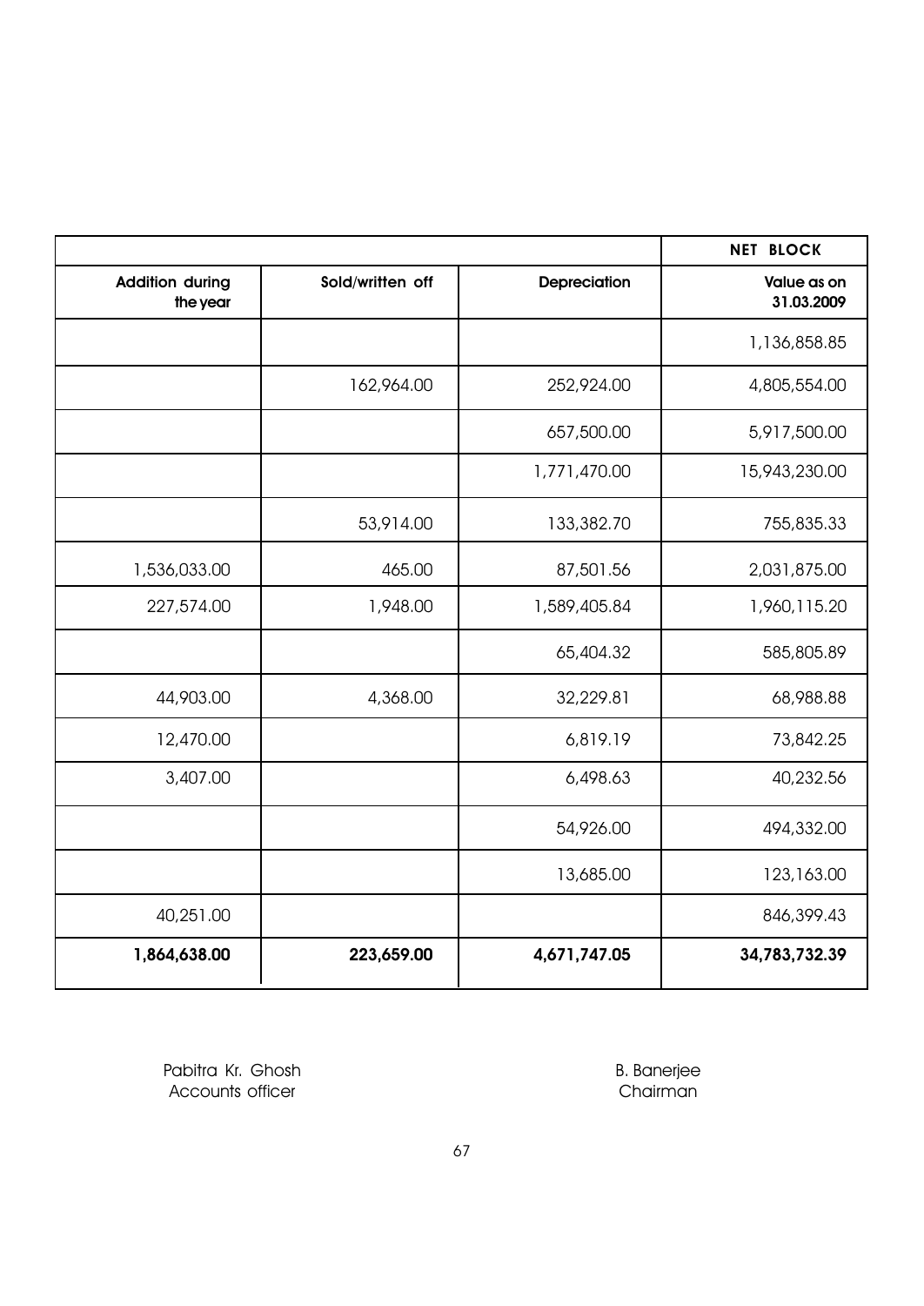| | | | NET BLOCK |
|---|---|---|---|
| Addition during the year | Sold/written off | Depreciation | Value as on 31.03.2009 |
| | | | 1,136,858.85 |
| | 162,964.00 | 252,924.00 | 4,805,554.00 |
| | | 657,500.00 | 5,917,500.00 |
| | | 1,771,470.00 | 15,943,230.00 |
| | 53,914.00 | 133,382.70 | 755,835.33 |
| 1,536,033.00 | 465.00 | 87,501.56 | 2,031,875.00 |
| 227,574.00 | 1,948.00 | 1,589,405.84 | 1,960,115.20 |
| | | 65,404.32 | 585,805.89 |
| 44,903.00 | 4,368.00 | 32,229.81 | 68,988.88 |
| 12,470.00 | | 6,819.19 | 73,842.25 |
| 3,407.00 | | 6,498.63 | 40,232.56 |
| | | 54,926.00 | 494,332.00 |
| | | 13,685.00 | 123,163.00 |
| 40,251.00 | | | 846,399.43 |
| **1,864,638.00** | **223,659.00** | **4,671,747.05** | **34,783,732.39** |

Pabitra Kr. Ghosh
Accounts officer

B. Banerjee
Chairman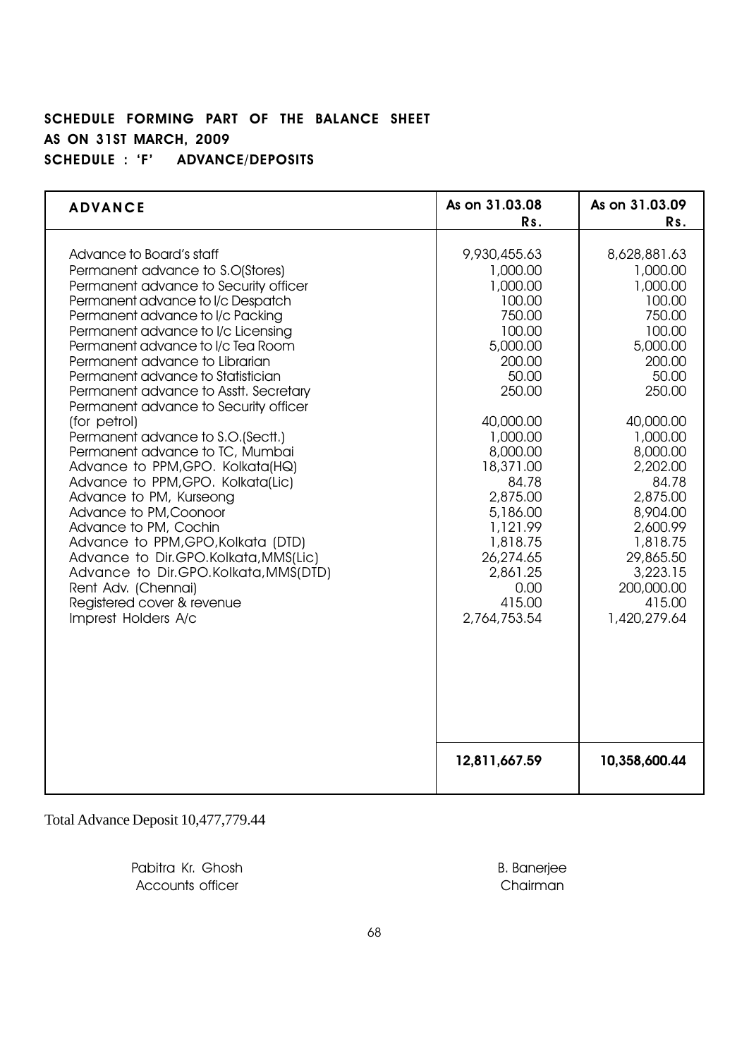## SCHEDULE FORMING PART OF THE BALANCE SHEET
## AS ON 31ST MARCH, 2009
## SCHEDULE : 'F' ADVANCE/DEPOSITS

| ADVANCE | As on 31.03.08 Rs. | As on 31.03.09 Rs. |
|---|---|---|
| Advance to Board's staff | 9,930,455.63 | 8,628,881.63 |
| Permanent advance to S.O(Stores) | 1,000.00 | 1,000.00 |
| Permanent advance to Security officer | 1,000.00 | 1,000.00 |
| Permanent advance to I/c Despatch | 100.00 | 100.00 |
| Permanent advance to I/c Packing | 750.00 | 750.00 |
| Permanent advance to I/c Licensing | 100.00 | 100.00 |
| Permanent advance to I/c Tea Room | 5,000.00 | 5,000.00 |
| Permanent advance to Librarian | 200.00 | 200.00 |
| Permanent advance to Statistician | 50.00 | 50.00 |
| Permanent advance to Asstt. Secretary | 250.00 | 250.00 |
| Permanent advance to Security officer (for petrol) | 40,000.00 | 40,000.00 |
| Permanent advance to S.O.(Sectt.) | 1,000.00 | 1,000.00 |
| Permanent advance to TC, Mumbai | 8,000.00 | 8,000.00 |
| Advance to PPM,GPO. Kolkata(HQ) | 18,371.00 | 2,202.00 |
| Advance to PPM,GPO. Kolkata(Lic) | 84.78 | 84.78 |
| Advance to PM, Kurseong | 2,875.00 | 2,875.00 |
| Advance to PM,Coonoor | 5,186.00 | 8,904.00 |
| Advance to PM, Cochin | 1,121.99 | 2,600.99 |
| Advance to PPM,GPO,Kolkata (DTD) | 1,818.75 | 1,818.75 |
| Advance to Dir.GPO.Kolkata,MMS(Lic) | 26,274.65 | 29,865.50 |
| Advance to Dir.GPO.Kolkata,MMS(DTD) | 2,861.25 | 3,223.15 |
| Rent Adv. (Chennai) | 0.00 | 200,000.00 |
| Registered cover & revenue | 415.00 | 415.00 |
| Imprest Holders A/c | 2,764,753.54 | 1,420,279.64 |
| | **12,811,667.59** | **10,358,600.44** |

Total Advance Deposit 10,477,779.44

Pabitra Kr. Ghosh
Accounts officer

B. Banerjee
Chairman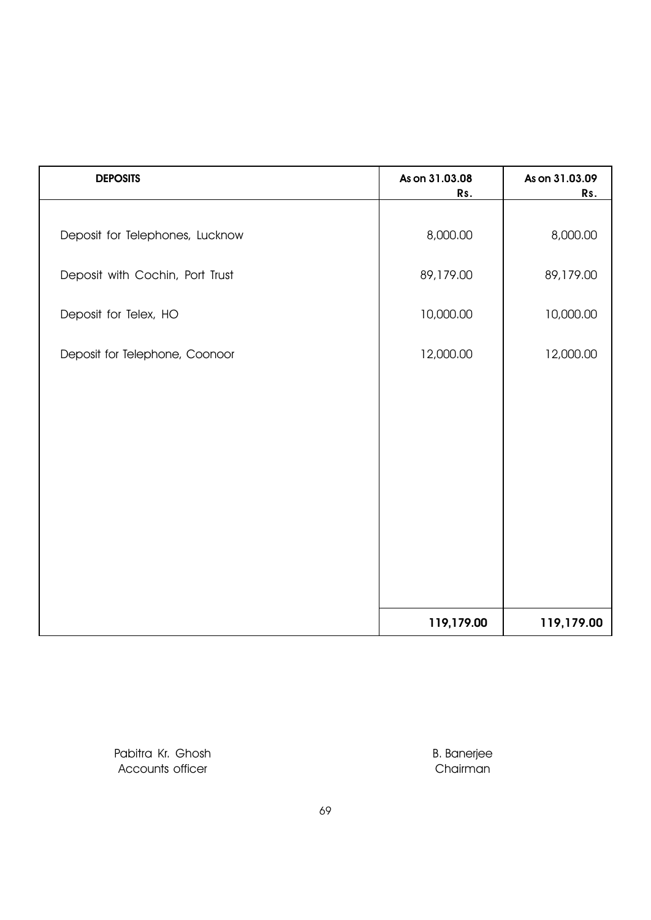| DEPOSITS | As on 31.03.08<br>Rs. | As on 31.03.09<br>Rs. |
|---|---|---|
| Deposit for Telephones, Lucknow | 8,000.00 | 8,000.00 |
| Deposit with Cochin, Port Trust | 89,179.00 | 89,179.00 |
| Deposit for Telex, HO | 10,000.00 | 10,000.00 |
| Deposit for Telephone, Coonoor | 12,000.00 | 12,000.00 |
| | **119,179.00** | **119,179.00** |

Pabitra Kr. Ghosh
Accounts officer

B. Banerjee
Chairman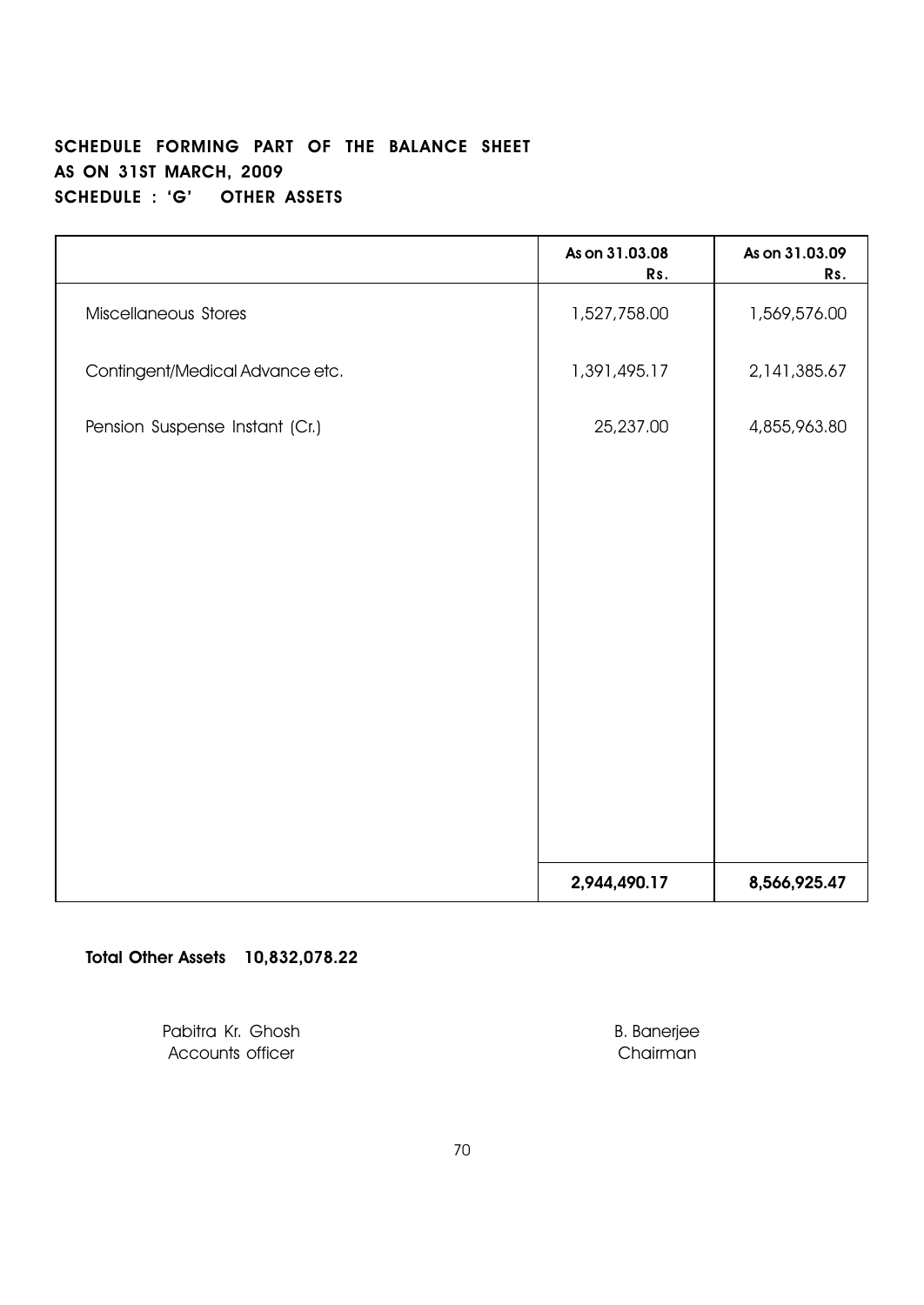## SCHEDULE FORMING PART OF THE BALANCE SHEET
## AS ON 31ST MARCH, 2009
## SCHEDULE : 'G' OTHER ASSETS

| | As on 31.03.08 Rs. | As on 31.03.09 Rs. |
|---|---|---|
| Miscellaneous Stores | 1,527,758.00 | 1,569,576.00 |
| Contingent/Medical Advance etc. | 1,391,495.17 | 2,141,385.67 |
| Pension Suspense Instant (Cr.) | 25,237.00 | 4,855,963.80 |
| | **2,944,490.17** | **8,566,925.47** |

**Total Other Assets 10,832,078.22**

Pabitra Kr. Ghosh
Accounts officer

B. Banerjee
Chairman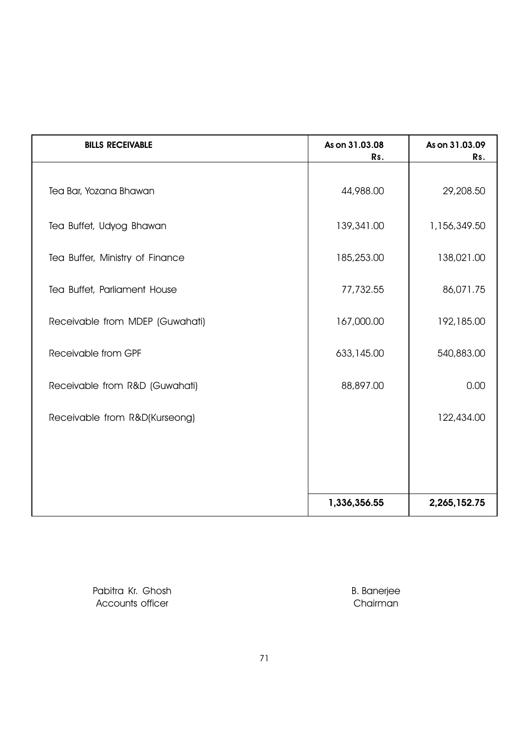| BILLS RECEIVABLE | As on 31.03.08 Rs. | As on 31.03.09 Rs. |
|---|---|---|
| Tea Bar, Yozana Bhawan | 44,988.00 | 29,208.50 |
| Tea Buffet, Udyog Bhawan | 139,341.00 | 1,156,349.50 |
| Tea Buffer, Ministry of Finance | 185,253.00 | 138,021.00 |
| Tea Buffet, Parliament House | 77,732.55 | 86,071.75 |
| Receivable from MDEP (Guwahati) | 167,000.00 | 192,185.00 |
| Receivable from GPF | 633,145.00 | 540,883.00 |
| Receivable from R&D (Guwahati) | 88,897.00 | 0.00 |
| Receivable from R&D(Kurseong) | | 122,434.00 |
| | **1,336,356.55** | **2,265,152.75** |

Pabitra Kr. Ghosh
Accounts officer

B. Banerjee
Chairman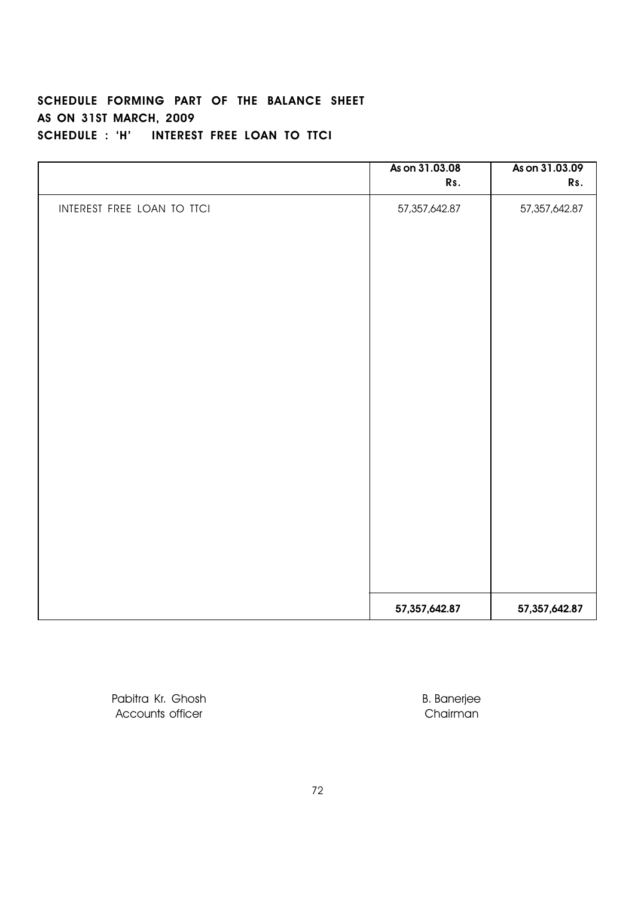**SCHEDULE FORMING PART OF THE BALANCE SHEET**
**AS ON 31ST MARCH, 2009**
**SCHEDULE : 'H' INTEREST FREE LOAN TO TTCI**

| | As on 31.03.08 Rs. | As on 31.03.09 Rs. |
|---|---|---|
| INTEREST FREE LOAN TO TTCI | 57,357,642.87 | 57,357,642.87 |
| | **57,357,642.87** | **57,357,642.87** |

Pabitra Kr. Ghosh
Accounts officer

B. Banerjee
Chairman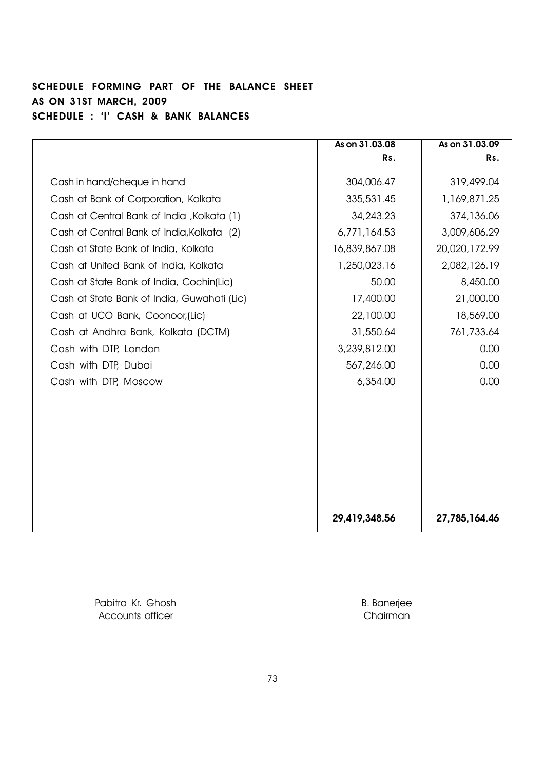**SCHEDULE FORMING PART OF THE BALANCE SHEET**
**AS ON 31ST MARCH, 2009**
**SCHEDULE : 'I' CASH & BANK BALANCES**

| | As on 31.03.08 Rs. | As on 31.03.09 Rs. |
|---|---:|---:|
| Cash in hand/cheque in hand | 304,006.47 | 319,499.04 |
| Cash at Bank of Corporation, Kolkata | 335,531.45 | 1,169,871.25 |
| Cash at Central Bank of India ,Kolkata (1) | 34,243.23 | 374,136.06 |
| Cash at Central Bank of India,Kolkata (2) | 6,771,164.53 | 3,009,606.29 |
| Cash at State Bank of India, Kolkata | 16,839,867.08 | 20,020,172.99 |
| Cash at United Bank of India, Kolkata | 1,250,023.16 | 2,082,126.19 |
| Cash at State Bank of India, Cochin(Lic) | 50.00 | 8,450.00 |
| Cash at State Bank of India, Guwahati (Lic) | 17,400.00 | 21,000.00 |
| Cash at UCO Bank, Coonoor,(Lic) | 22,100.00 | 18,569.00 |
| Cash at Andhra Bank, Kolkata (DCTM) | 31,550.64 | 761,733.64 |
| Cash with DTP, London | 3,239,812.00 | 0.00 |
| Cash with DTP, Dubai | 567,246.00 | 0.00 |
| Cash with DTP, Moscow | 6,354.00 | 0.00 |
| | **29,419,348.56** | **27,785,164.46** |

Pabitra Kr. Ghosh
Accounts officer

B. Banerjee
Chairman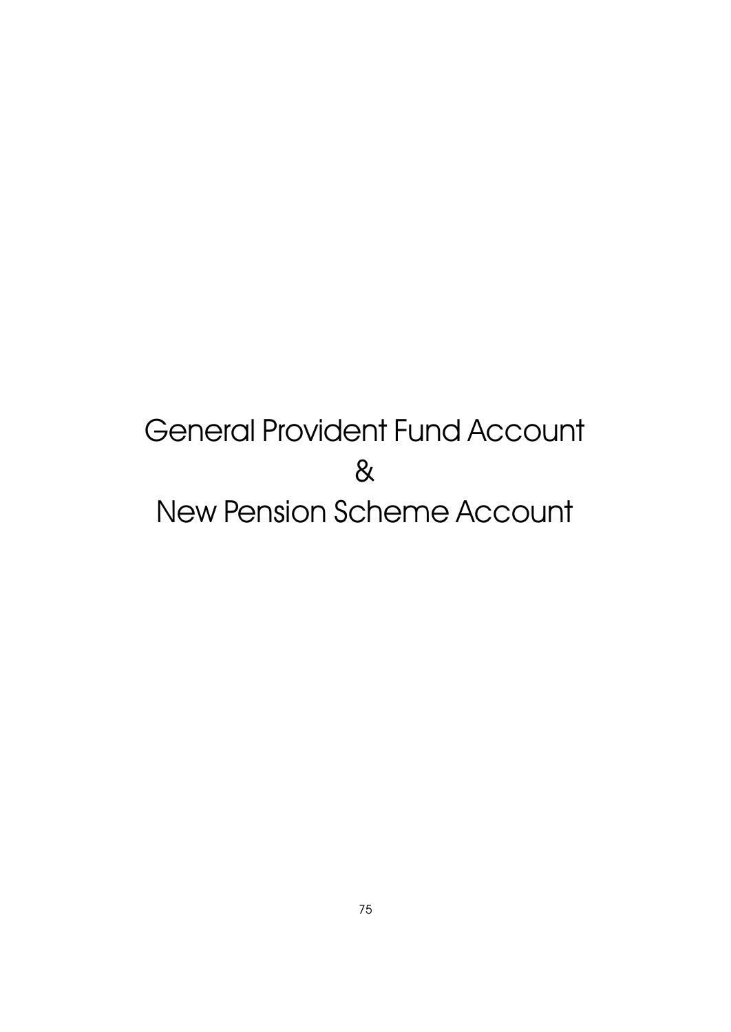# General Provident Fund Account

# &

# New Pension Scheme Account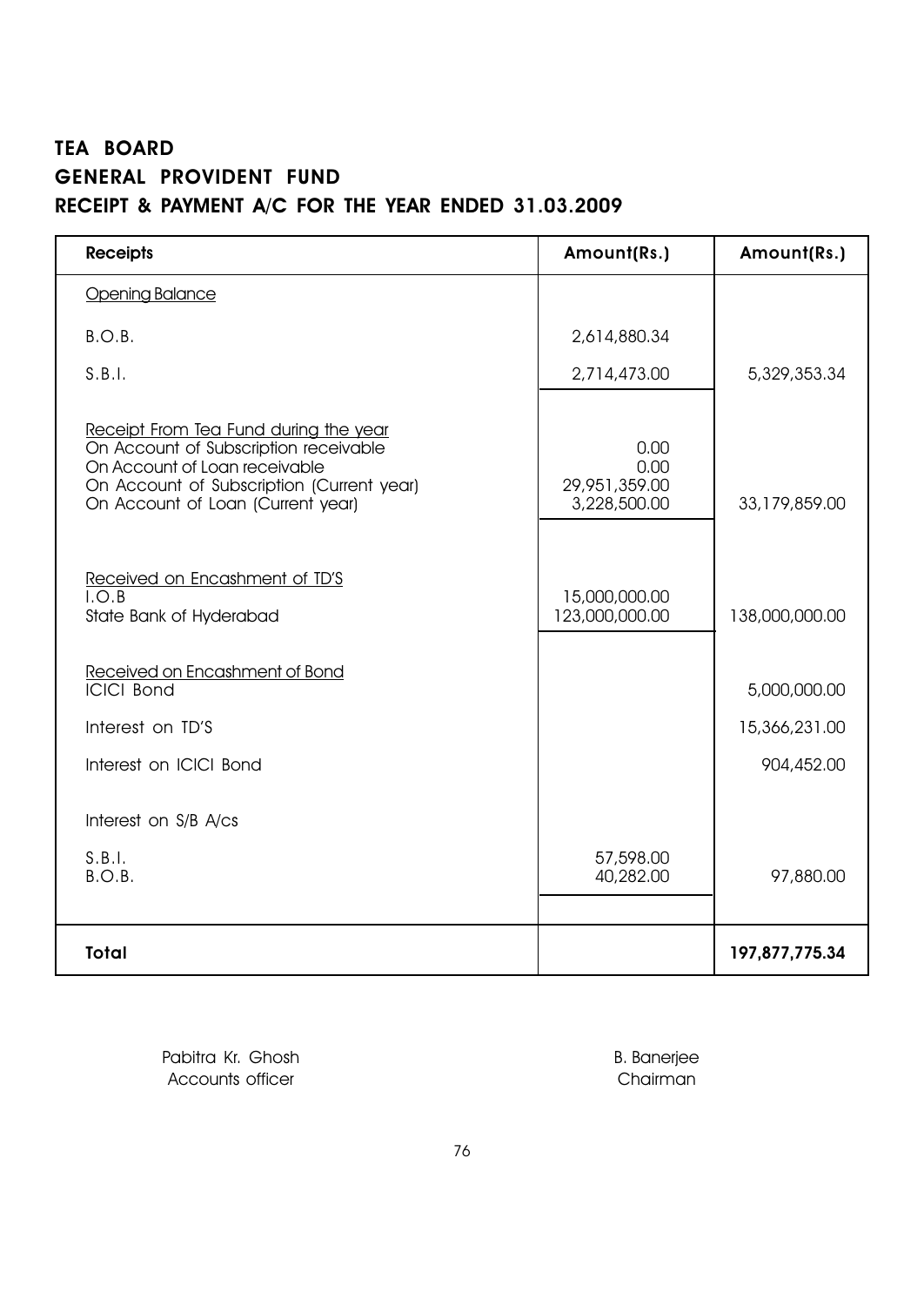# TEA BOARD
## GENERAL PROVIDENT FUND
### RECEIPT & PAYMENT A/C FOR THE YEAR ENDED 31.03.2009

| Receipts | Amount(Rs.) | Amount(Rs.) |
|---|---|---|
| Opening Balance | | |
| B.O.B. | 2,614,880.34 | |
| S.B.I. | 2,714,473.00 | 5,329,353.34 |
| Receipt From Tea Fund during the year | | |
| On Account of Subscription receivable | 0.00 | |
| On Account of Loan receivable | 0.00 | |
| On Account of Subscription (Current year) | 29,951,359.00 | |
| On Account of Loan (Current year) | 3,228,500.00 | 33,179,859.00 |
| Received on Encashment of TD'S | | |
| I.O.B | 15,000,000.00 | |
| State Bank of Hyderabad | 123,000,000.00 | 138,000,000.00 |
| Received on Encashment of Bond | | |
| ICICI Bond | | 5,000,000.00 |
| Interest on TD'S | | 15,366,231.00 |
| Interest on ICICI Bond | | 904,452.00 |
| Interest on S/B A/cs | | |
| S.B.I. | 57,598.00 | |
| B.O.B. | 40,282.00 | 97,880.00 |
| **Total** | | **197,877,775.34** |

Pabitra Kr. Ghosh
Accounts officer

B. Banerjee
Chairman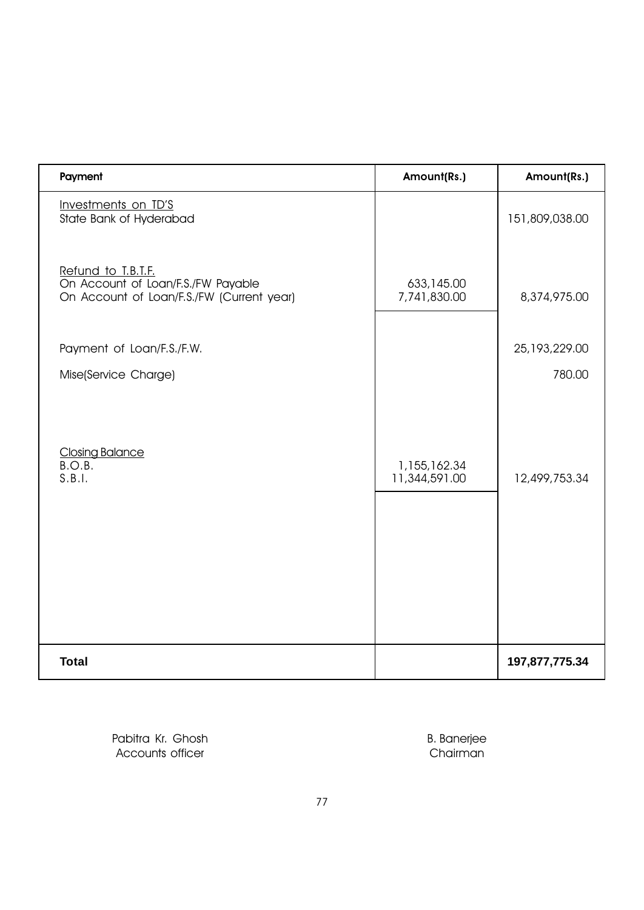| Payment | Amount(Rs.) | Amount(Rs.) |
|---|---|---|
| Investments on TD'S | | |
| State Bank of Hyderabad | | 151,809,038.00 |
| Refund to T.B.T.F. | | |
| On Account of Loan/F.S./FW Payable | 633,145.00 | |
| On Account of Loan/F.S./FW (Current year) | 7,741,830.00 | 8,374,975.00 |
| Payment of Loan/F.S./F.W. | | 25,193,229.00 |
| Mise(Service Charge) | | 780.00 |
| Closing Balance | | |
| B.O.B. | 1,155,162.34 | |
| S.B.I. | 11,344,591.00 | 12,499,753.34 |
| **Total** | | **197,877,775.34** |

Pabitra Kr. Ghosh
Accounts officer

B. Banerjee
Chairman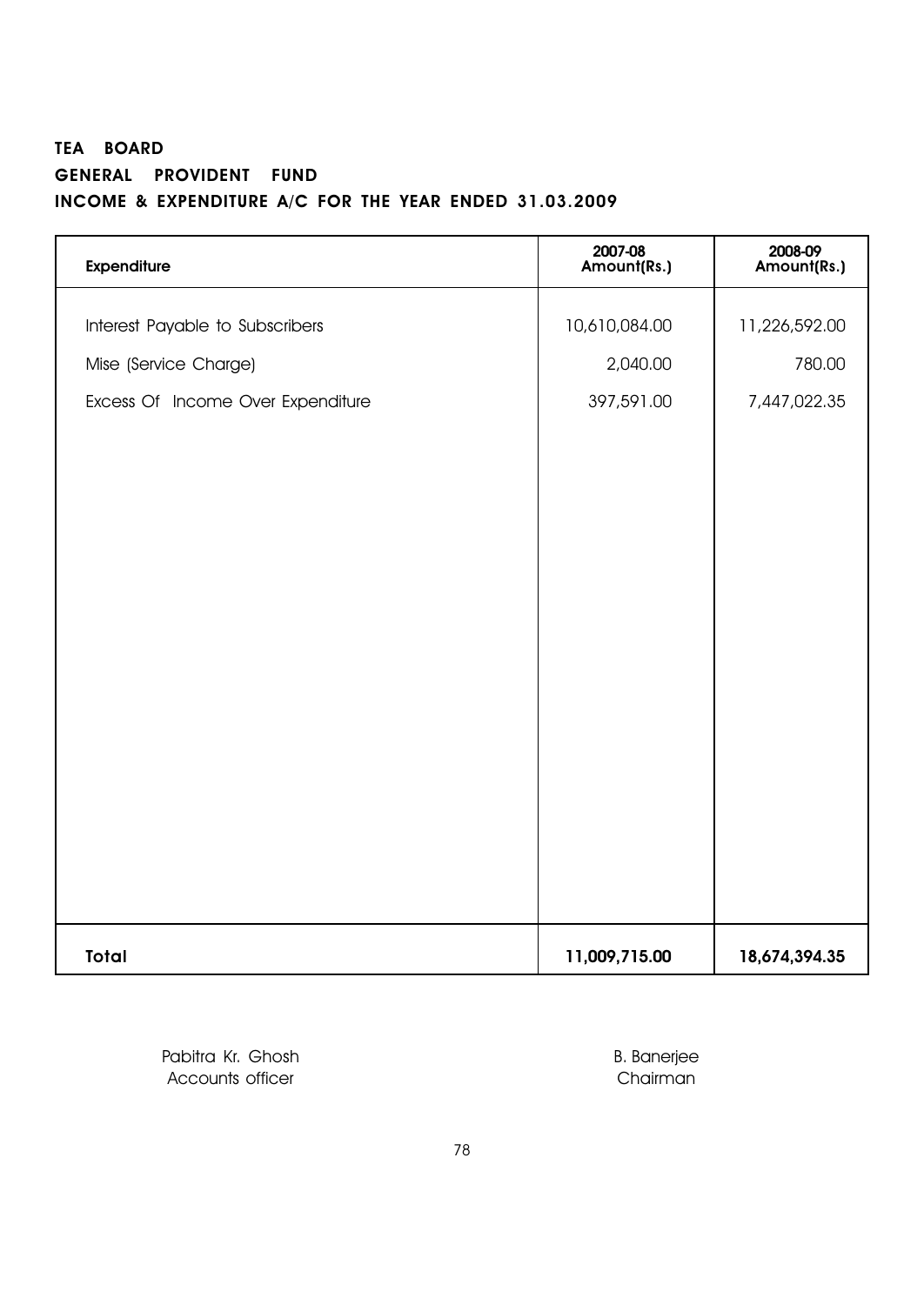**TEA BOARD**

**GENERAL PROVIDENT FUND**

**INCOME & EXPENDITURE A/C FOR THE YEAR ENDED 31.03.2009**

| Expenditure | 2007-08 Amount(Rs.) | 2008-09 Amount(Rs.) |
|---|---|---|
| Interest Payable to Subscribers | 10,610,084.00 | 11,226,592.00 |
| Mise (Service Charge) | 2,040.00 | 780.00 |
| Excess Of Income Over Expenditure | 397,591.00 | 7,447,022.35 |
| **Total** | **11,009,715.00** | **18,674,394.35** |

Pabitra Kr. Ghosh
Accounts officer

B. Banerjee
Chairman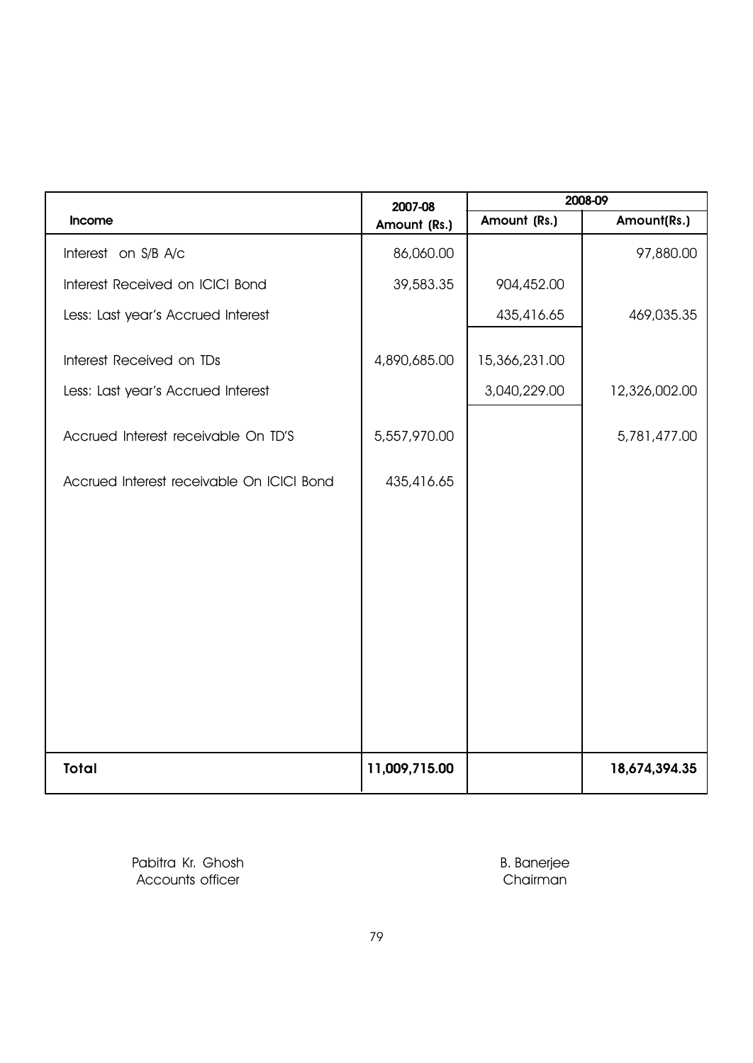| Income | 2007-08 | 2008-09 | |
|---|---|---|---|
| | Amount (Rs.) | Amount (Rs.) | Amount(Rs.) |
| Interest on S/B A/c | 86,060.00 | | 97,880.00 |
| Interest Received on ICICI Bond | 39,583.35 | 904,452.00 | |
| Less: Last year's Accrued Interest | | 435,416.65 | 469,035.35 |
| Interest Received on TDs | 4,890,685.00 | 15,366,231.00 | |
| Less: Last year's Accrued Interest | | 3,040,229.00 | 12,326,002.00 |
| Accrued Interest receivable On TD'S | 5,557,970.00 | | 5,781,477.00 |
| Accrued Interest receivable On ICICI Bond | 435,416.65 | | |
| **Total** | **11,009,715.00** | | **18,674,394.35** |

Pabitra Kr. Ghosh
Accounts officer

B. Banerjee
Chairman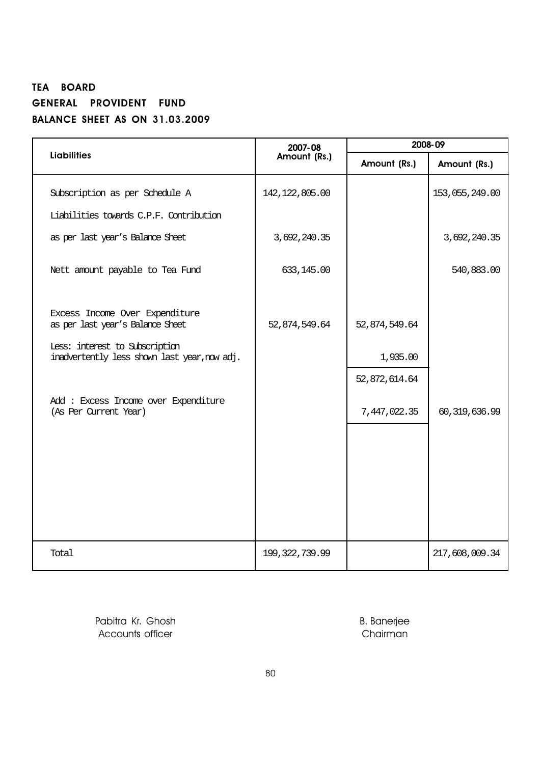**TEA BOARD**

**GENERAL PROVIDENT FUND**

**BALANCE SHEET AS ON 31.03.2009**

| Liabilities | 2007-08 Amount (Rs.) | 2008-09 | |
|---|---|---|---|
| | | Amount (Rs.) | Amount (Rs.) |
| Subscription as per Schedule A | 142,122,805.00 | | 153,055,249.00 |
| Liabilities towards C.P.F. Contribution | | | |
| as per last year's Balance Sheet | 3,692,240.35 | | 3,692,240.35 |
| Nett amount payable to Tea Fund | 633,145.00 | | 540,883.00 |
| Excess Income Over Expenditure as per last year's Balance Sheet | 52,874,549.64 | 52,874,549.64 | |
| Less: interest to Subscription inadvertently less shown last year, now adj. | | 1,935.00 | |
| | | 52,872,614.64 | |
| Add : Excess Income over Expenditure (As Per Current Year) | | 7,447,022.35 | 60,319,636.99 |
| Total | 199,322,739.99 | | 217,608,009.34 |

Pabitra Kr. Ghosh
Accounts officer

B. Banerjee
Chairman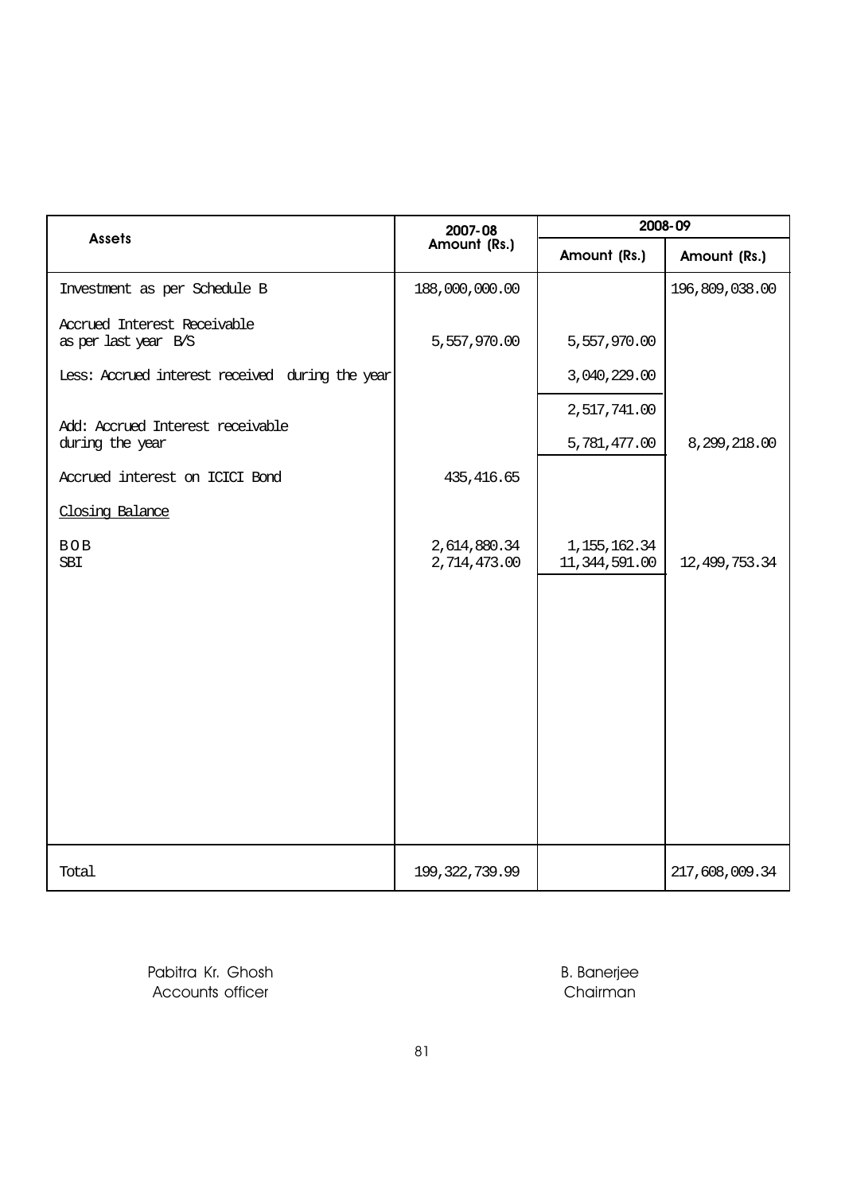| Assets | 2007-08 Amount (Rs.) | 2008-09 | |
|---|---|---|---|
| | | Amount (Rs.) | Amount (Rs.) |
| Investment as per Schedule B | 188,000,000.00 | | 196,809,038.00 |
| Accrued Interest Receivable as per last year B/S | 5,557,970.00 | 5,557,970.00 | |
| Less: Accrued interest received during the year | | 3,040,229.00 | |
| | | 2,517,741.00 | |
| Add: Accrued Interest receivable during the year | | 5,781,477.00 | 8,299,218.00 |
| Accrued interest on ICICI Bond | 435,416.65 | | |
| Closing Balance | | | |
| B O B | 2,614,880.34 | 1,155,162.34 | |
| SBI | 2,714,473.00 | 11,344,591.00 | 12,499,753.34 |
| Total | 199,322,739.99 | | 217,608,009.34 |

Pabitra Kr. Ghosh
Accounts officer

B. Banerjee
Chairman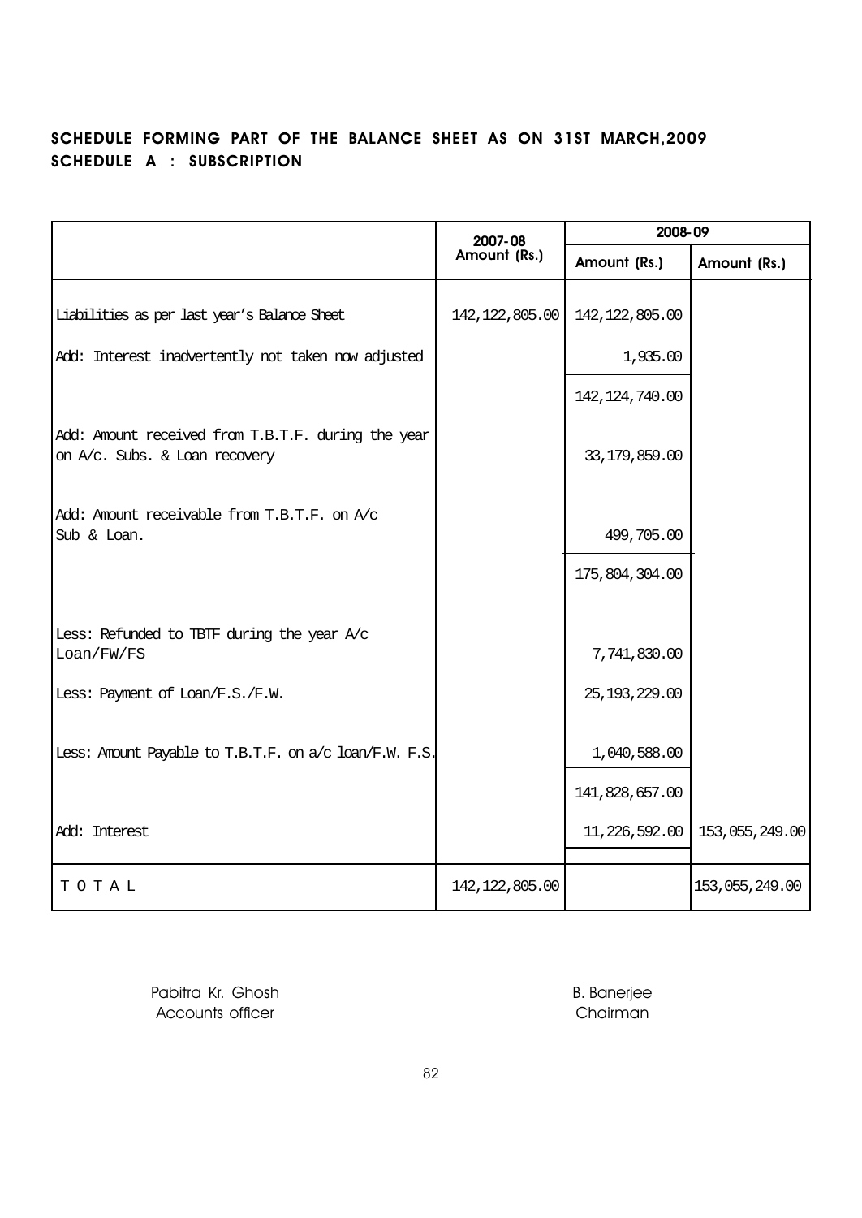## SCHEDULE FORMING PART OF THE BALANCE SHEET AS ON 31ST MARCH,2009
## SCHEDULE A : SUBSCRIPTION

| | 2007-08 | 2008-09 | |
|---|---|---|---|
| | Amount (Rs.) | Amount (Rs.) | Amount (Rs.) |
| Liabilities as per last year's Balance Sheet | 142,122,805.00 | 142,122,805.00 | |
| Add: Interest inadvertently not taken now adjusted | | 1,935.00 | |
| | | 142,124,740.00 | |
| Add: Amount received from T.B.T.F. during the year on A/c. Subs. & Loan recovery | | 33,179,859.00 | |
| Add: Amount receivable from T.B.T.F. on A/c Sub & Loan. | | 499,705.00 | |
| | | 175,804,304.00 | |
| Less: Refunded to TBTF during the year A/c Loan/FW/FS | | 7,741,830.00 | |
| Less: Payment of Loan/F.S./F.W. | | 25,193,229.00 | |
| Less: Amount Payable to T.B.T.F. on a/c loan/F.W. F.S. | | 1,040,588.00 | |
| | | 141,828,657.00 | |
| Add: Interest | | 11,226,592.00 | 153,055,249.00 |
| T O T A L | 142,122,805.00 | | 153,055,249.00 |

Pabitra Kr. Ghosh
Accounts officer

B. Banerjee
Chairman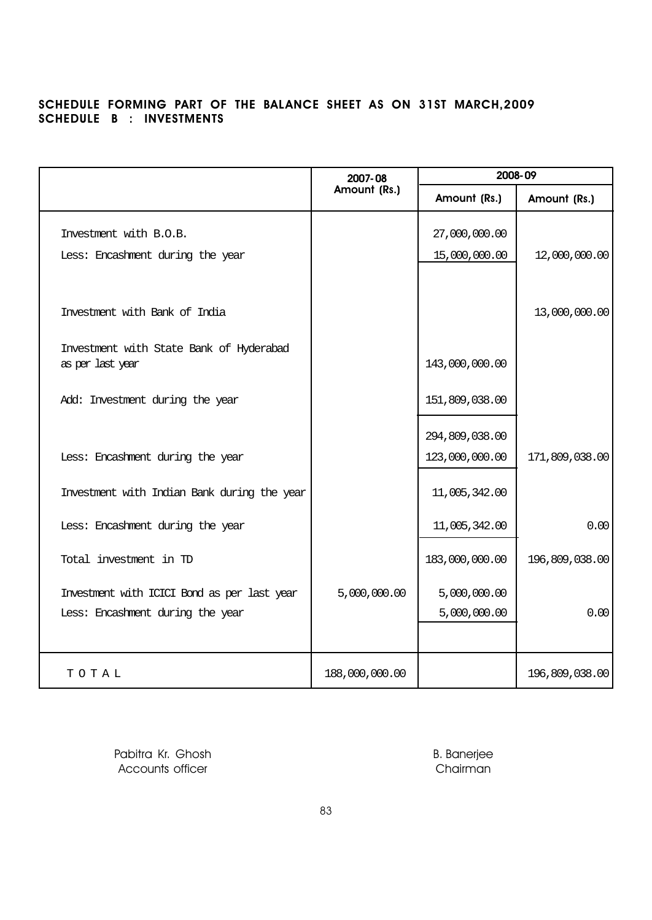**SCHEDULE FORMING PART OF THE BALANCE SHEET AS ON 31ST MARCH,2009**
**SCHEDULE B : INVESTMENTS**

| | 2007-08 | 2008-09 | |
|---|---|---|---|
| | Amount (Rs.) | Amount (Rs.) | Amount (Rs.) |
| Investment with B.O.B. | | 27,000,000.00 | |
| Less: Encashment during the year | | 15,000,000.00 | 12,000,000.00 |
| Investment with Bank of India | | | 13,000,000.00 |
| Investment with State Bank of Hyderabad as per last year | | 143,000,000.00 | |
| Add: Investment during the year | | 151,809,038.00 | |
| | | 294,809,038.00 | |
| Less: Encashment during the year | | 123,000,000.00 | 171,809,038.00 |
| Investment with Indian Bank during the year | | 11,005,342.00 | |
| Less: Encashment during the year | | 11,005,342.00 | 0.00 |
| Total investment in TD | | 183,000,000.00 | 196,809,038.00 |
| Investment with ICICI Bond as per last year | 5,000,000.00 | 5,000,000.00 | |
| Less: Encashment during the year | | 5,000,000.00 | 0.00 |
| T O T A L | 188,000,000.00 | | 196,809,038.00 |

Pabitra Kr. Ghosh
Accounts officer

B. Banerjee
Chairman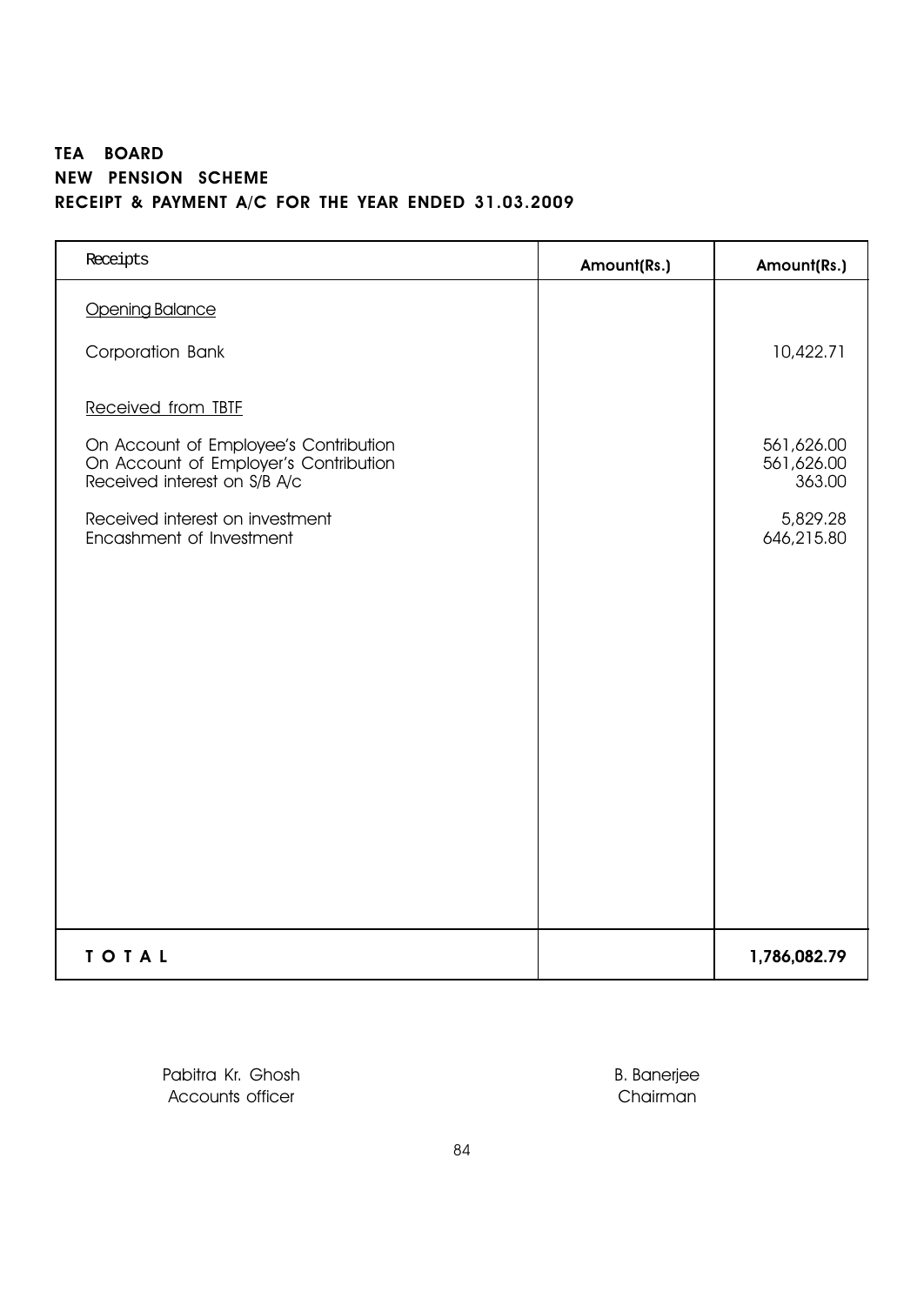**TEA BOARD**
**NEW PENSION SCHEME**
**RECEIPT & PAYMENT A/C FOR THE YEAR ENDED 31.03.2009**

| Receipts | Amount(Rs.) | Amount(Rs.) |
|---|---|---|
| Opening Balance | | |
| Corporation Bank | | 10,422.71 |
| Received from TBTF | | |
| On Account of Employee's Contribution | | 561,626.00 |
| On Account of Employer's Contribution | | 561,626.00 |
| Received interest on S/B A/c | | 363.00 |
| Received interest on investment | | 5,829.28 |
| Encashment of Investment | | 646,215.80 |
| **T O T A L** | | **1,786,082.79** |

Pabitra Kr. Ghosh
Accounts officer

B. Banerjee
Chairman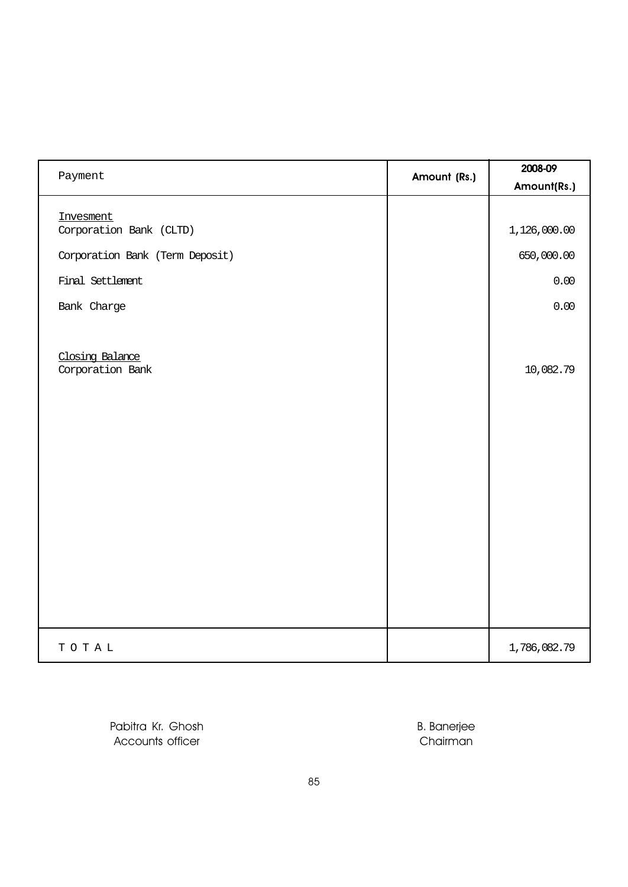| Payment | Amount (Rs.) | 2008-09 Amount(Rs.) |
|---|---|---|
| Invesment | | |
| Corporation Bank (CLTD) | | 1,126,000.00 |
| Corporation Bank (Term Deposit) | | 650,000.00 |
| Final Settlement | | 0.00 |
| Bank Charge | | 0.00 |
| Closing Balance | | |
| Corporation Bank | | 10,082.79 |
| T O T A L | | 1,786,082.79 |

Pabitra Kr. Ghosh
Accounts officer

B. Banerjee
Chairman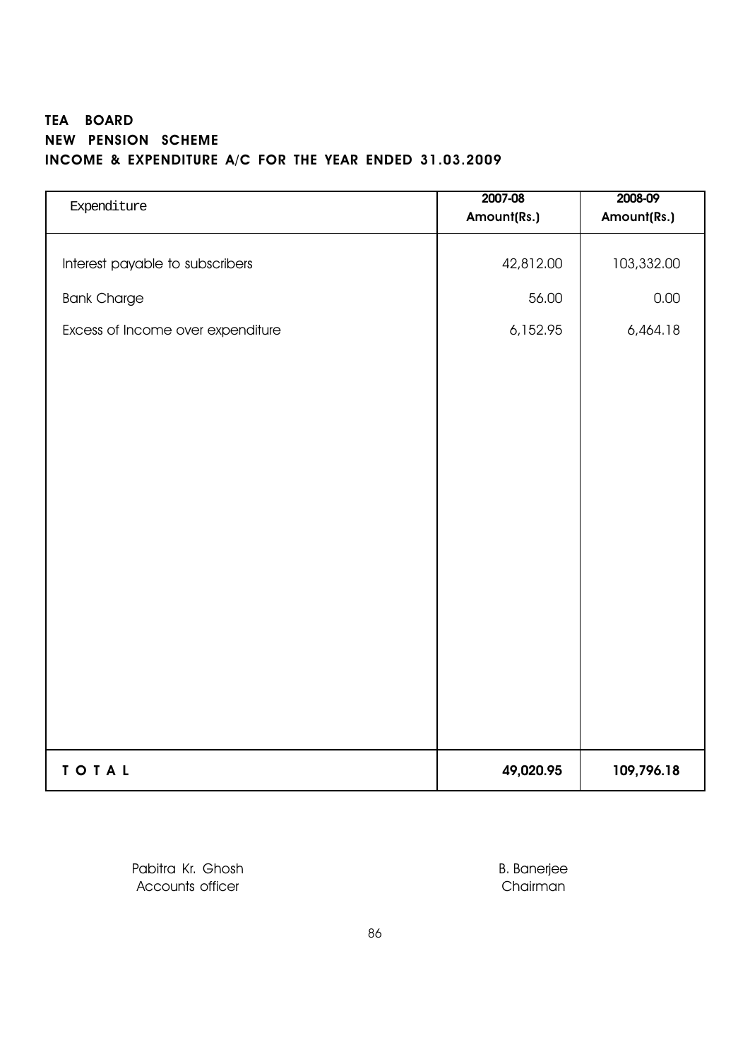**TEA BOARD**
**NEW PENSION SCHEME**
**INCOME & EXPENDITURE A/C FOR THE YEAR ENDED 31.03.2009**

| Expenditure | 2007-08 Amount(Rs.) | 2008-09 Amount(Rs.) |
|---|---|---|
| Interest payable to subscribers | 42,812.00 | 103,332.00 |
| Bank Charge | 56.00 | 0.00 |
| Excess of Income over expenditure | 6,152.95 | 6,464.18 |
| **T O T A L** | **49,020.95** | **109,796.18** |

Pabitra Kr. Ghosh
Accounts officer

B. Banerjee
Chairman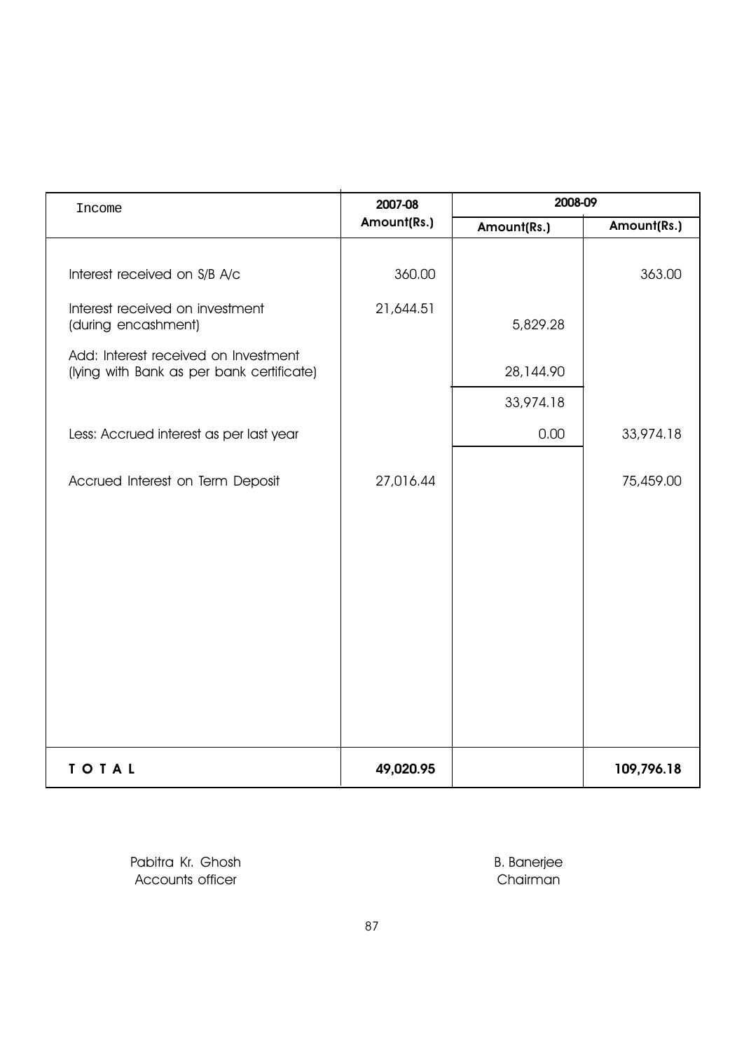| Income | 2007-08 | 2008-09 | |
|---|---|---|---|
| | Amount(Rs.) | Amount(Rs.) | Amount(Rs.) |
| Interest received on S/B A/c | 360.00 | | 363.00 |
| Interest received on investment (during encashment) | 21,644.51 | 5,829.28 | |
| Add: Interest received on Investment (lying with Bank as per bank certificate) | | 28,144.90 | |
| | | 33,974.18 | |
| Less: Accrued interest as per last year | | 0.00 | 33,974.18 |
| Accrued Interest on Term Deposit | 27,016.44 | | 75,459.00 |
| **T O T A L** | **49,020.95** | | **109,796.18** |

Pabitra Kr. Ghosh
Accounts officer

B. Banerjee
Chairman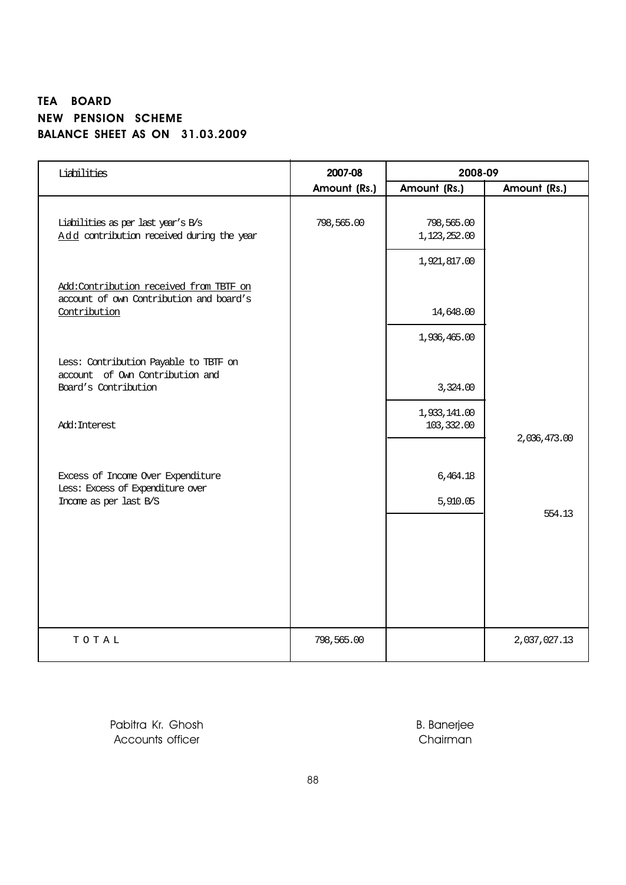**TEA BOARD**
**NEW PENSION SCHEME**
**BALANCE SHEET AS ON 31.03.2009**

| Liabilities | 2007-08 | 2008-09 | |
|---|---|---|---|
| | Amount (Rs.) | Amount (Rs.) | Amount (Rs.) |
| Liabilities as per last year's B/s | 798,565.00 | 798,565.00 | |
| Add contribution received during the year | | 1,123,252.00 | |
| | | 1,921,817.00 | |
| Add:Contribution received from TBTF on account of own Contribution and board's Contribution | | 14,648.00 | |
| | | 1,936,465.00 | |
| Less: Contribution Payable to TBTF on account of Own Contribution and Board's Contribution | | 3,324.00 | |
| | | 1,933,141.00 | |
| Add:Interest | | 103,332.00 | |
| | | | 2,036,473.00 |
| Excess of Income Over Expenditure | | 6,464.18 | |
| Less: Excess of Expenditure over Income as per last B/S | | 5,910.05 | |
| | | | 554.13 |
| TOTAL | 798,565.00 | | 2,037,027.13 |

Pabitra Kr. Ghosh
Accounts officer

B. Banerjee
Chairman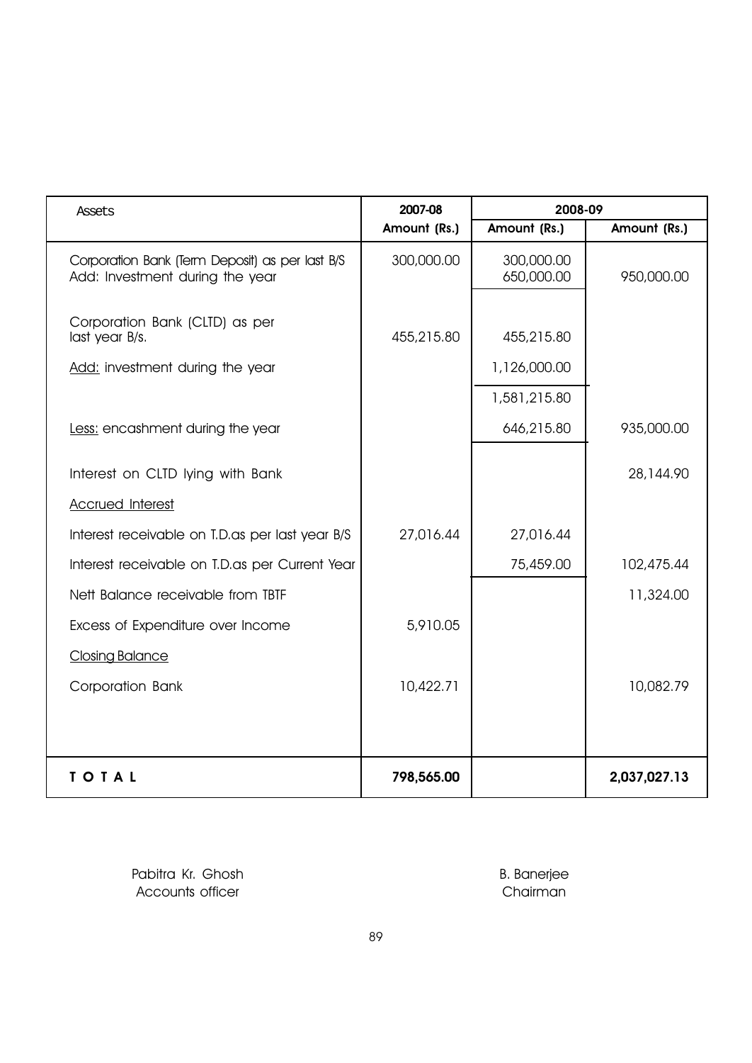| Assets | 2007-08 | 2008-09 | |
|---|---|---|---|
| | Amount (Rs.) | Amount (Rs.) | Amount (Rs.) |
| Corporation Bank (Term Deposit) as per last B/S | 300,000.00 | 300,000.00 | |
| Add: Investment during the year | | 650,000.00 | 950,000.00 |
| Corporation Bank (CLTD) as per last year B/s. | 455,215.80 | 455,215.80 | |
| <u>Add:</u> investment during the year | | 1,126,000.00 | |
| | | 1,581,215.80 | |
| <u>Less:</u> encashment during the year | | 646,215.80 | 935,000.00 |
| Interest on CLTD lying with Bank | | | 28,144.90 |
| <u>Accrued Interest</u> | | | |
| Interest receivable on T.D.as per last year B/S | 27,016.44 | 27,016.44 | |
| Interest receivable on T.D.as per Current Year | | 75,459.00 | 102,475.44 |
| Nett Balance receivable from TBTF | | | 11,324.00 |
| Excess of Expenditure over Income | 5,910.05 | | |
| <u>Closing Balance</u> | | | |
| Corporation Bank | 10,422.71 | | 10,082.79 |
| **T O T A L** | **798,565.00** | | **2,037,027.13** |

Pabitra Kr. Ghosh
Accounts officer

B. Banerjee
Chairman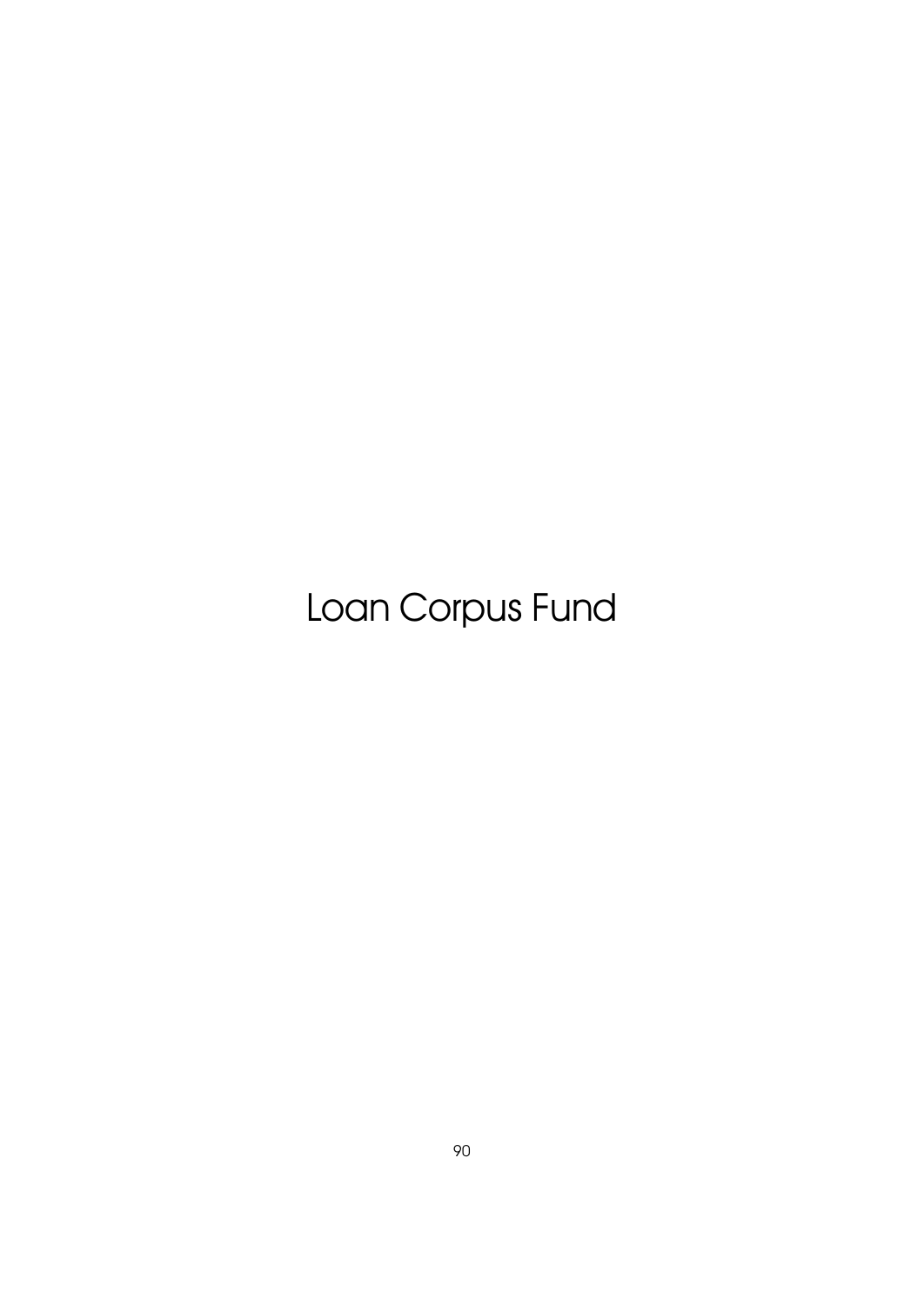# Loan Corpus Fund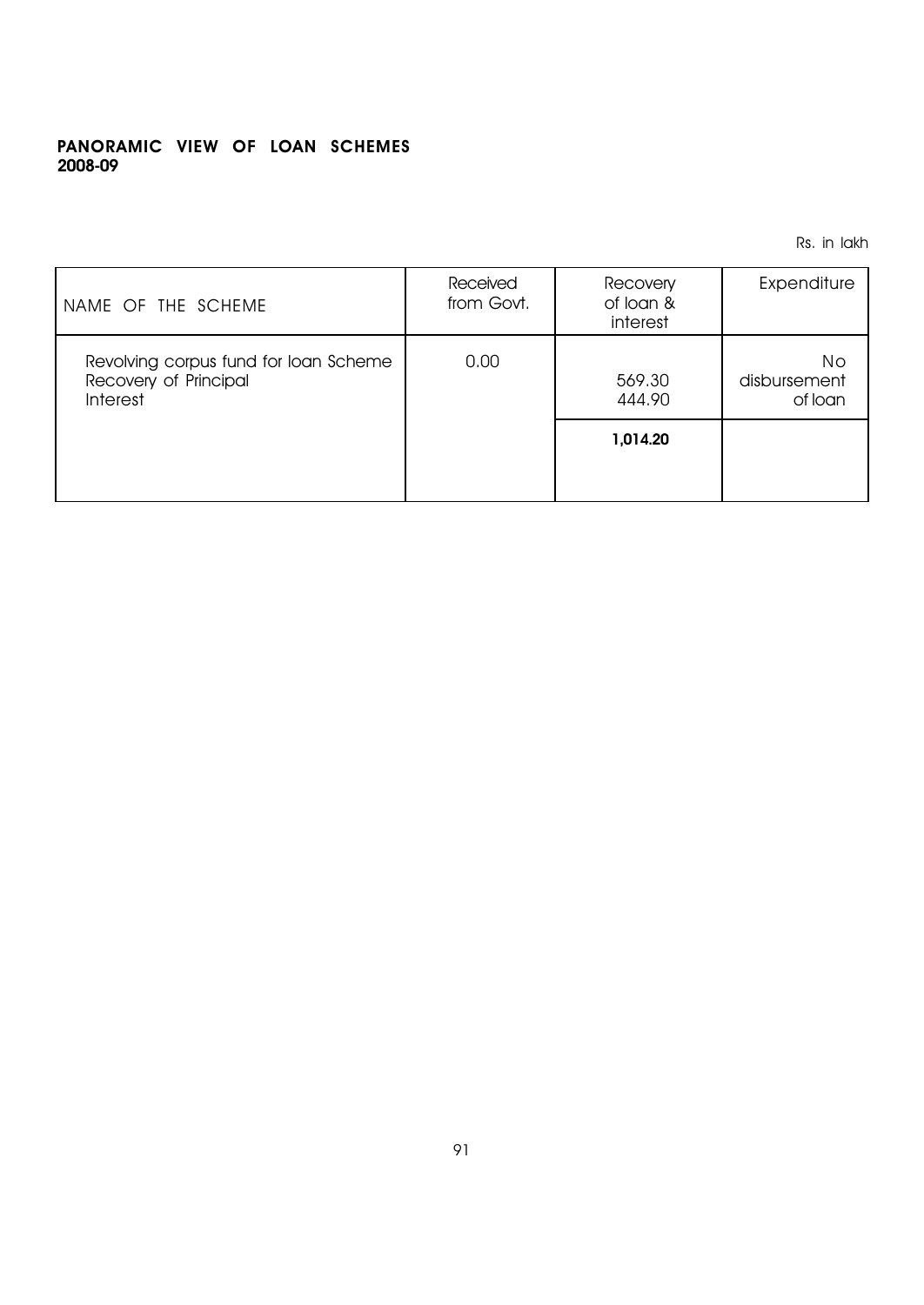**PANORAMIC VIEW OF LOAN SCHEMES**
**2008-09**

Rs. in lakh

| NAME OF THE SCHEME | Received from Govt. | Recovery of loan & interest | Expenditure |
|---|---|---|---|
| Revolving corpus fund for loan Scheme | 0.00 | | No disbursement of loan |
| Recovery of Principal | | 569.30 | |
| Interest | | 444.90 | |
| | | **1,014.20** | |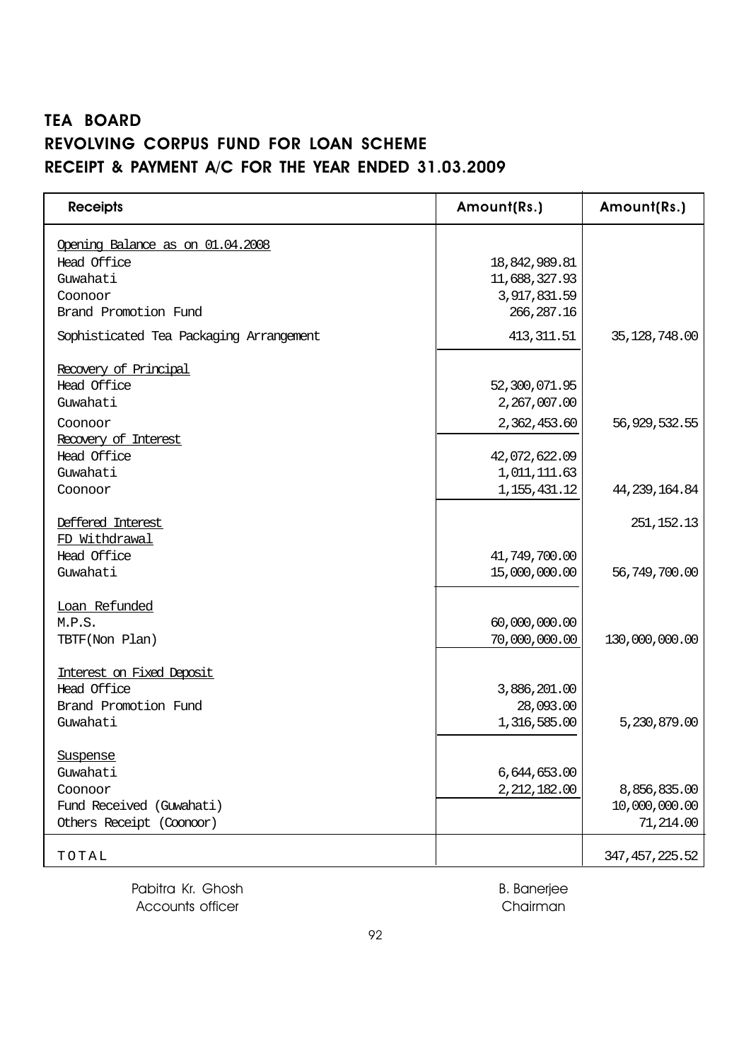## TEA BOARD
## REVOLVING CORPUS FUND FOR LOAN SCHEME
## RECEIPT & PAYMENT A/C FOR THE YEAR ENDED 31.03.2009

| Receipts | Amount(Rs.) | Amount(Rs.) |
|---|---|---|
| Opening Balance as on 01.04.2008 | | |
| Head Office | 18,842,989.81 | |
| Guwahati | 11,688,327.93 | |
| Coonoor | 3,917,831.59 | |
| Brand Promotion Fund | 266,287.16 | |
| Sophisticated Tea Packaging Arrangement | 413,311.51 | 35,128,748.00 |
| Recovery of Principal | | |
| Head Office | 52,300,071.95 | |
| Guwahati | 2,267,007.00 | |
| Coonoor | 2,362,453.60 | 56,929,532.55 |
| Recovery of Interest | | |
| Head Office | 42,072,622.09 | |
| Guwahati | 1,011,111.63 | |
| Coonoor | 1,155,431.12 | 44,239,164.84 |
| Deffered Interest | | 251,152.13 |
| FD Withdrawal | | |
| Head Office | 41,749,700.00 | |
| Guwahati | 15,000,000.00 | 56,749,700.00 |
| Loan Refunded | | |
| M.P.S. | 60,000,000.00 | |
| TBTF(Non Plan) | 70,000,000.00 | 130,000,000.00 |
| Interest on Fixed Deposit | | |
| Head Office | 3,886,201.00 | |
| Brand Promotion Fund | 28,093.00 | |
| Guwahati | 1,316,585.00 | 5,230,879.00 |
| Suspense | | |
| Guwahati | 6,644,653.00 | |
| Coonoor | 2,212,182.00 | 8,856,835.00 |
| Fund Received (Guwahati) | | 10,000,000.00 |
| Others Receipt (Coonoor) | | 71,214.00 |
| TOTAL | | 347,457,225.52 |

Pabitra Kr. Ghosh
Accounts officer

B. Banerjee
Chairman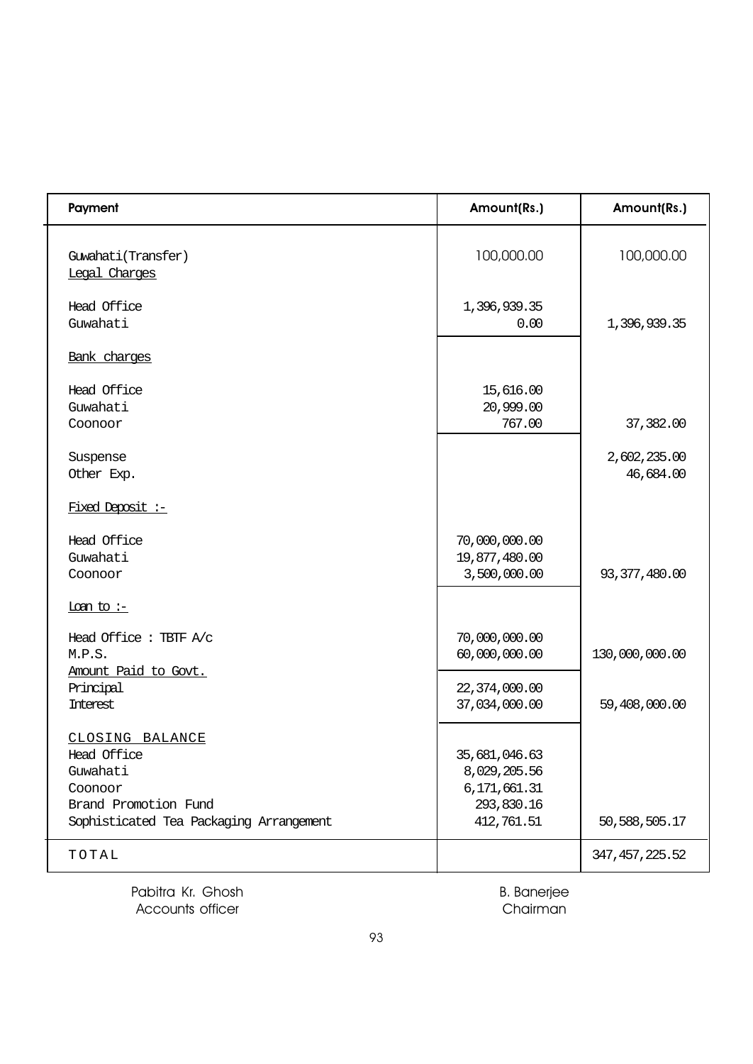| Payment | Amount(Rs.) | Amount(Rs.) |
|---|---|---|
| Guwahati(Transfer) | 100,000.00 | 100,000.00 |
| Legal Charges | | |
| Head Office | 1,396,939.35 | |
| Guwahati | 0.00 | 1,396,939.35 |
| Bank charges | | |
| Head Office | 15,616.00 | |
| Guwahati | 20,999.00 | |
| Coonoor | 767.00 | 37,382.00 |
| Suspense | | 2,602,235.00 |
| Other Exp. | | 46,684.00 |
| Fixed Deposit :- | | |
| Head Office | 70,000,000.00 | |
| Guwahati | 19,877,480.00 | |
| Coonoor | 3,500,000.00 | 93,377,480.00 |
| Loan to :- | | |
| Head Office : TBTF A/c | 70,000,000.00 | |
| M.P.S. | 60,000,000.00 | 130,000,000.00 |
| Amount Paid to Govt. | | |
| Principal | 22,374,000.00 | |
| Interest | 37,034,000.00 | 59,408,000.00 |
| CLOSING BALANCE | | |
| Head Office | 35,681,046.63 | |
| Guwahati | 8,029,205.56 | |
| Coonoor | 6,171,661.31 | |
| Brand Promotion Fund | 293,830.16 | |
| Sophisticated Tea Packaging Arrangement | 412,761.51 | 50,588,505.17 |
| TOTAL | | 347,457,225.52 |

Pabitra Kr. Ghosh
Accounts officer

B. Banerjee
Chairman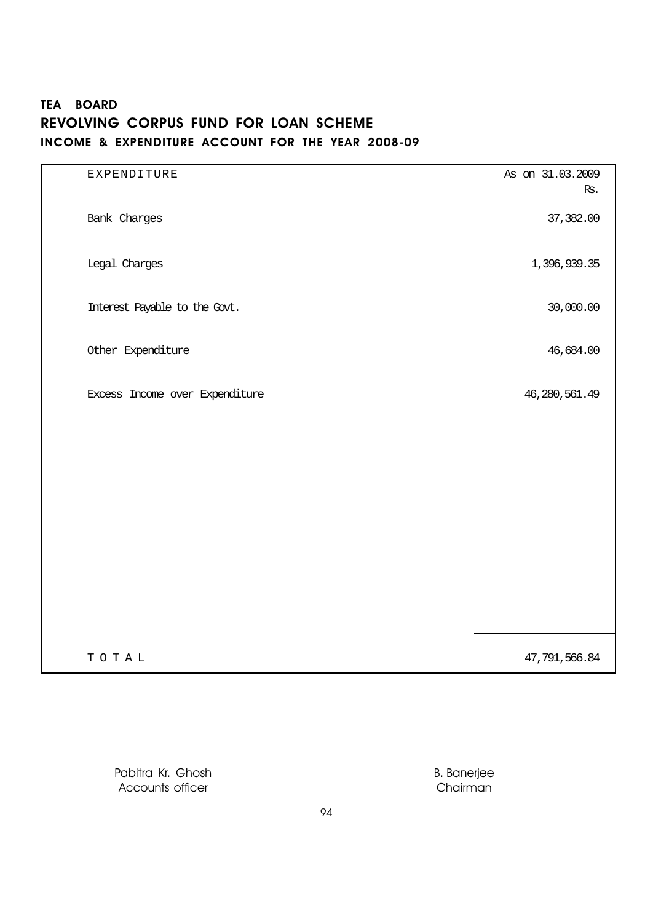**TEA BOARD**

# REVOLVING CORPUS FUND FOR LOAN SCHEME

## INCOME & EXPENDITURE ACCOUNT FOR THE YEAR 2008-09

| EXPENDITURE | As on 31.03.2009 Rs. |
|---|---|
| Bank Charges | 37,382.00 |
| Legal Charges | 1,396,939.35 |
| Interest Payable to the Govt. | 30,000.00 |
| Other Expenditure | 46,684.00 |
| Excess Income over Expenditure | 46,280,561.49 |
| T O T A L | 47,791,566.84 |

Pabitra Kr. Ghosh
Accounts officer

B. Banerjee
Chairman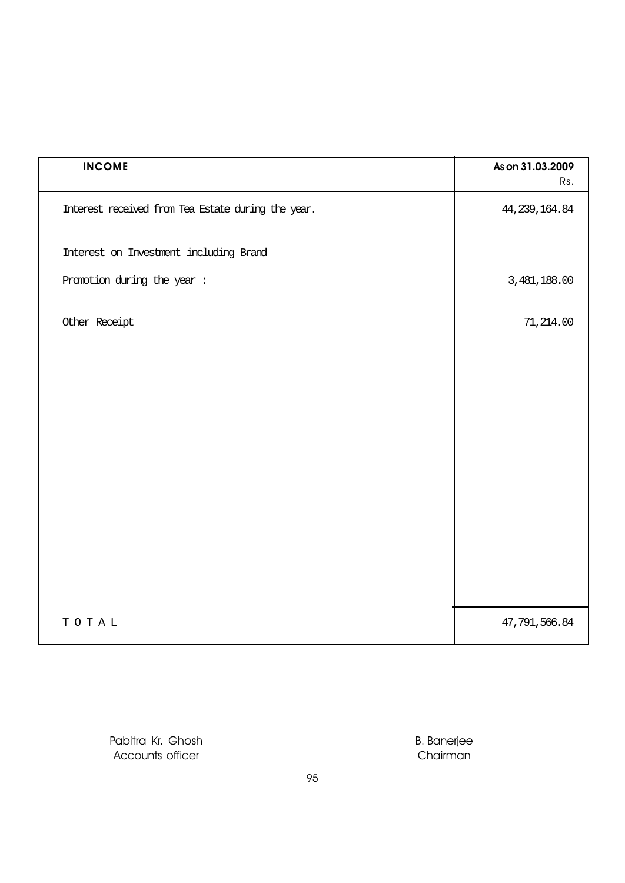| INCOME | As on 31.03.2009<br>Rs. |
|---|---|
| Interest received from Tea Estate during the year. | 44,239,164.84 |
| Interest on Investment including Brand Promotion during the year : | 3,481,188.00 |
| Other Receipt | 71,214.00 |
| T O T A L | 47,791,566.84 |

Pabitra Kr. Ghosh
Accounts officer

B. Banerjee
Chairman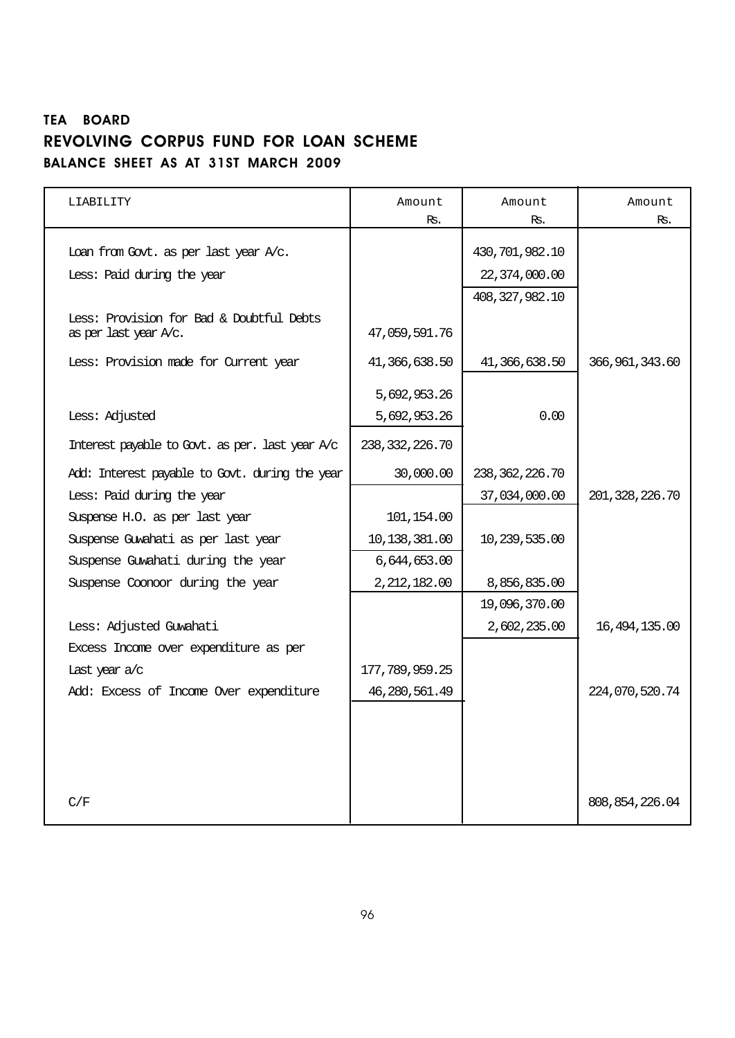# TEA BOARD

## REVOLVING CORPUS FUND FOR LOAN SCHEME

### BALANCE SHEET AS AT 31ST MARCH 2009

| LIABILITY | Amount Rs. | Amount Rs. | Amount Rs. |
|---|---|---|---|
| Loan from Govt. as per last year A/c. | | 430,701,982.10 | |
| Less: Paid during the year | | 22,374,000.00 | |
| | | 408,327,982.10 | |
| Less: Provision for Bad & Doubtful Debts as per last year A/c. | 47,059,591.76 | | |
| Less: Provision made for Current year | 41,366,638.50 | 41,366,638.50 | 366,961,343.60 |
| | 5,692,953.26 | | |
| Less: Adjusted | 5,692,953.26 | 0.00 | |
| Interest payable to Govt. as per. last year A/c | 238,332,226.70 | | |
| Add: Interest payable to Govt. during the year | 30,000.00 | 238,362,226.70 | |
| Less: Paid during the year | | 37,034,000.00 | 201,328,226.70 |
| Suspense H.O. as per last year | 101,154.00 | | |
| Suspense Guwahati as per last year | 10,138,381.00 | 10,239,535.00 | |
| Suspense Guwahati during the year | 6,644,653.00 | | |
| Suspense Coonoor during the year | 2,212,182.00 | 8,856,835.00 | |
| | | 19,096,370.00 | |
| Less: Adjusted Guwahati | | 2,602,235.00 | 16,494,135.00 |
| Excess Income over expenditure as per | | | |
| Last year a/c | 177,789,959.25 | | |
| Add: Excess of Income Over expenditure | 46,280,561.49 | | 224,070,520.74 |
| C/F | | | 808,854,226.04 |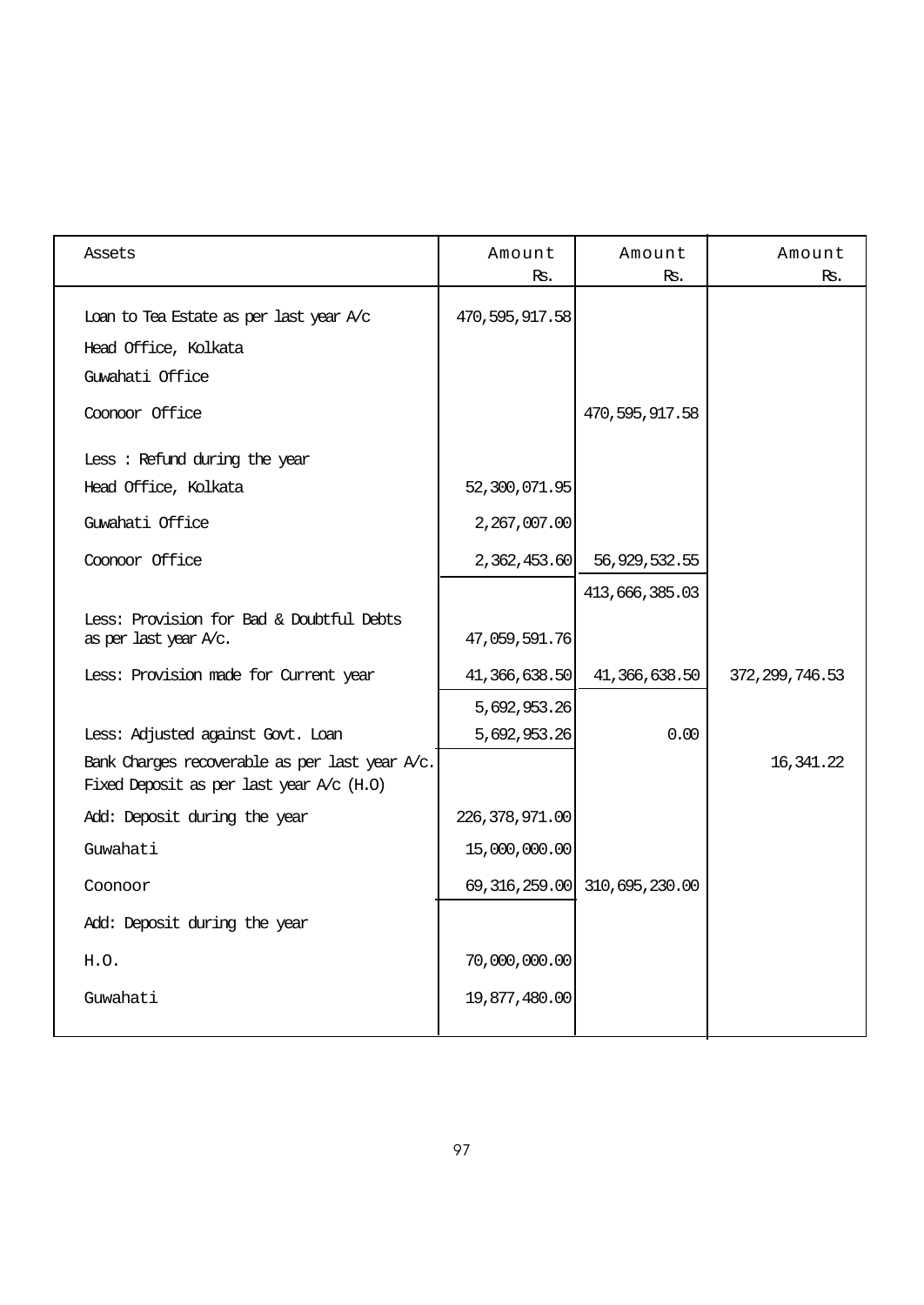| Assets | Amount Rs. | Amount Rs. | Amount Rs. |
|---|---|---|---|
| Loan to Tea Estate as per last year A/c | 470,595,917.58 | | |
| Head Office, Kolkata | | | |
| Guwahati Office | | | |
| Coonoor Office | | 470,595,917.58 | |
| Less : Refund during the year | | | |
| Head Office, Kolkata | 52,300,071.95 | | |
| Guwahati Office | 2,267,007.00 | | |
| Coonoor Office | 2,362,453.60 | 56,929,532.55 | |
| | | 413,666,385.03 | |
| Less: Provision for Bad & Doubtful Debts as per last year A/c. | 47,059,591.76 | | |
| Less: Provision made for Current year | 41,366,638.50 | 41,366,638.50 | 372,299,746.53 |
| | 5,692,953.26 | | |
| Less: Adjusted against Govt. Loan | 5,692,953.26 | 0.00 | |
| Bank Charges recoverable as per last year A/c. | | | 16,341.22 |
| Fixed Deposit as per last year A/c (H.O) | | | |
| Add: Deposit during the year | 226,378,971.00 | | |
| Guwahati | 15,000,000.00 | | |
| Coonoor | 69,316,259.00 | 310,695,230.00 | |
| Add: Deposit during the year | | | |
| H.O. | 70,000,000.00 | | |
| Guwahati | 19,877,480.00 | | |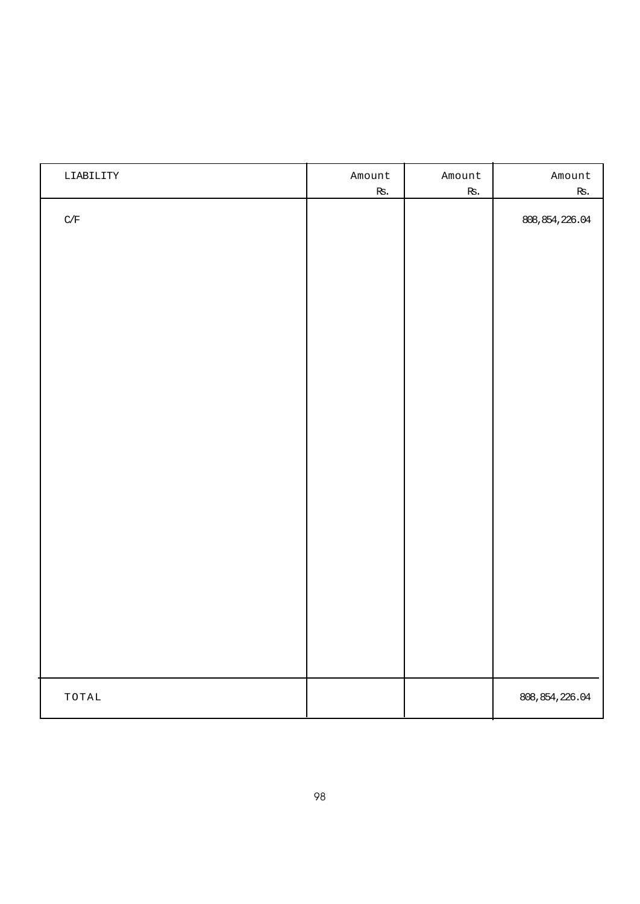| LIABILITY | Amount Rs. | Amount Rs. | Amount Rs. |
|---|---|---|---|
| C/F | | | 808,854,226.04 |
| TOTAL | | | 808,854,226.04 |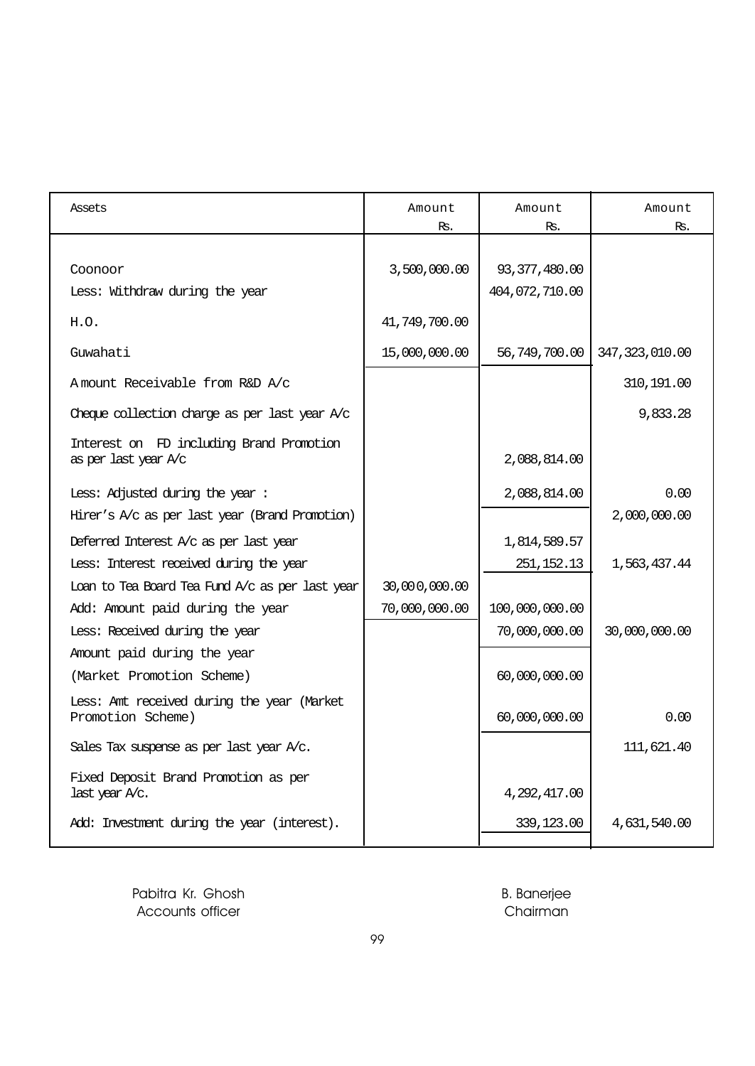| Assets | Amount Rs. | Amount Rs. | Amount Rs. |
|---|---|---|---|
| Coonoor | 3,500,000.00 | 93,377,480.00 | |
| Less: Withdraw during the year | | 404,072,710.00 | |
| H.O. | 41,749,700.00 | | |
| Guwahati | 15,000,000.00 | 56,749,700.00 | 347,323,010.00 |
| Amount Receivable from R&D A/c | | | 310,191.00 |
| Cheque collection charge as per last year A/c | | | 9,833.28 |
| Interest on FD including Brand Promotion as per last year A/c | | 2,088,814.00 | |
| Less: Adjusted during the year : | | 2,088,814.00 | 0.00 |
| Hirer's A/c as per last year (Brand Promotion) | | | 2,000,000.00 |
| Deferred Interest A/c as per last year | | 1,814,589.57 | |
| Less: Interest received during the year | | 251,152.13 | 1,563,437.44 |
| Loan to Tea Board Tea Fund A/c as per last year | 30,000,000.00 | | |
| Add: Amount paid during the year | 70,000,000.00 | 100,000,000.00 | |
| Less: Received during the year | | 70,000,000.00 | 30,000,000.00 |
| Amount paid during the year (Market Promotion Scheme) | | 60,000,000.00 | |
| Less: Amt received during the year (Market Promotion Scheme) | | 60,000,000.00 | 0.00 |
| Sales Tax suspense as per last year A/c. | | | 111,621.40 |
| Fixed Deposit Brand Promotion as per last year A/c. | | 4,292,417.00 | |
| Add: Investment during the year (interest). | | 339,123.00 | 4,631,540.00 |

Pabitra Kr. Ghosh
Accounts officer

B. Banerjee
Chairman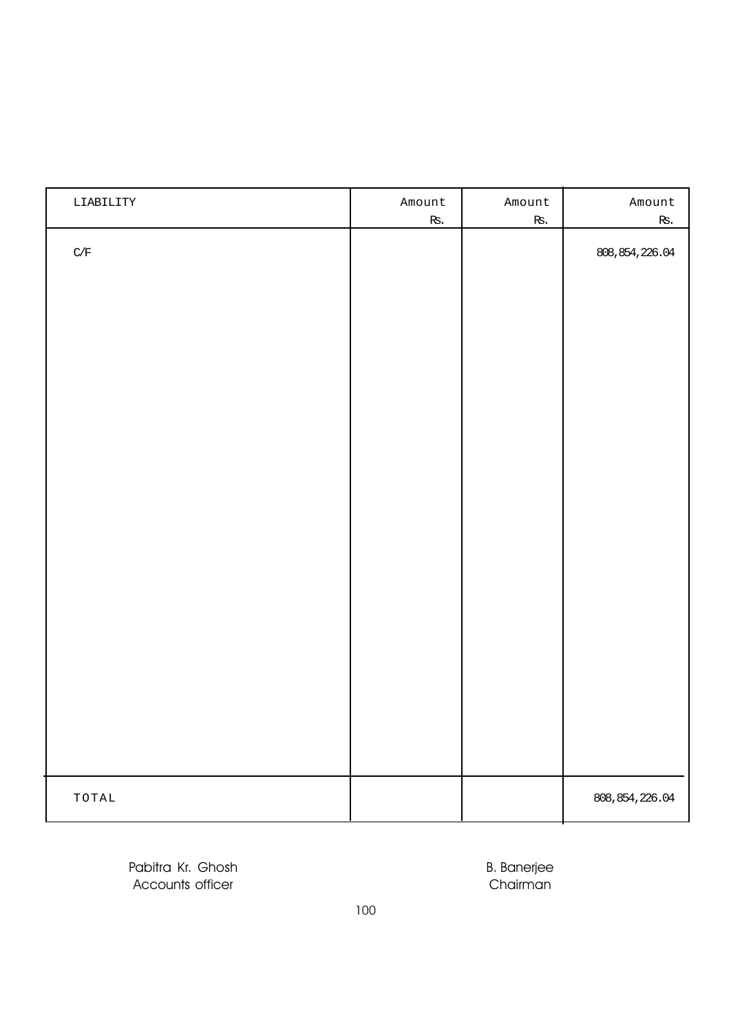| LIABILITY | Amount Rs. | Amount Rs. | Amount Rs. |
|---|---|---|---|
| C/F | | | 808,854,226.04 |
| TOTAL | | | 808,854,226.04 |

Pabitra Kr. Ghosh
Accounts officer

B. Banerjee
Chairman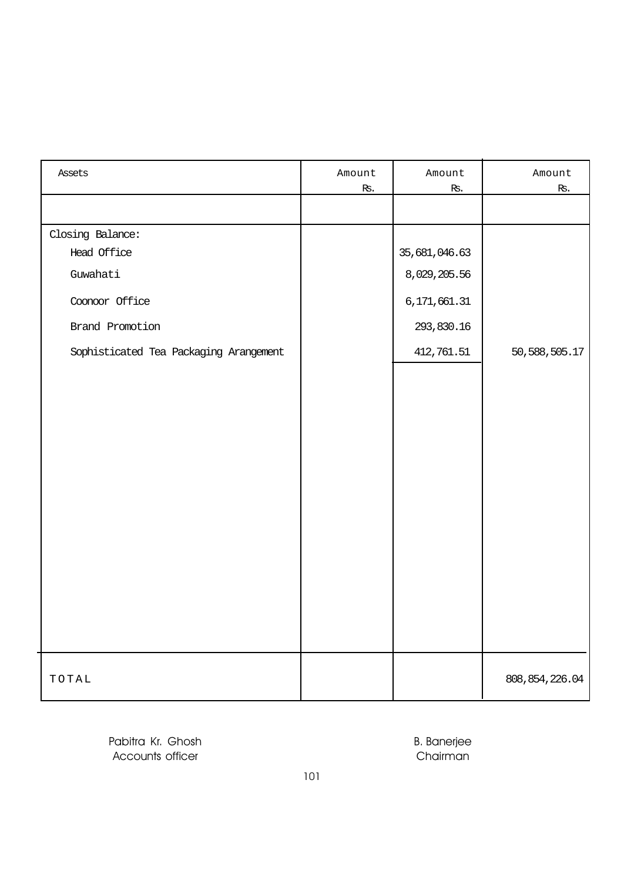| Assets | Amount Rs. | Amount Rs. | Amount Rs. |
|---|---|---|---|
| | | | |
| Closing Balance: | | | |
| Head Office | | 35,681,046.63 | |
| Guwahati | | 8,029,205.56 | |
| Coonoor Office | | 6,171,661.31 | |
| Brand Promotion | | 293,830.16 | |
| Sophisticated Tea Packaging Arangement | | 412,761.51 | 50,588,505.17 |
| TOTAL | | | 808,854,226.04 |

Pabitra Kr. Ghosh
Accounts officer

B. Banerjee
Chairman